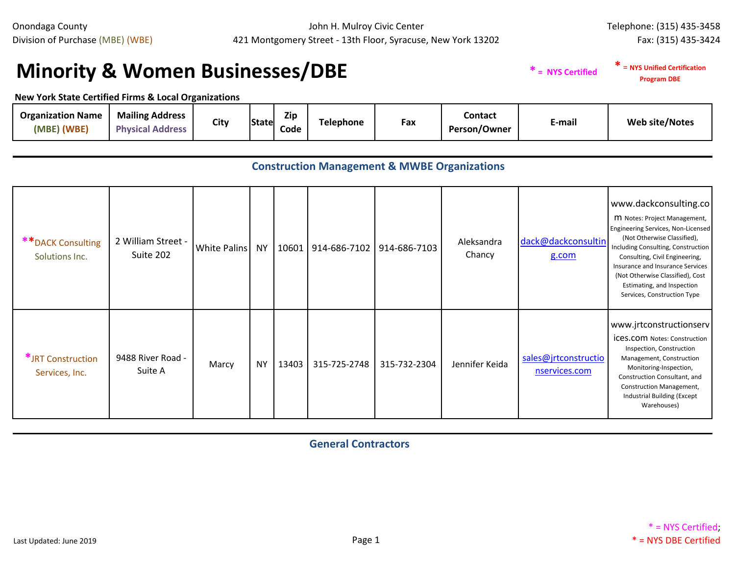Onondaga County
Division of Purchase (MBE) (WBE)

John H. Mulroy Civic Center
421 Montgomery Street - 13th Floor, Syracuse, New York 13202

Telephone: (315) 435-3458
Fax: (315) 435-3424

# Minority & Women Businesses/DBE

* = NYS Certified

* = NYS Unified Certification Program DBE

**New York State Certified Firms & Local Organizations**

| Organization Name (MBE) (WBE) | Mailing Address Physical Address | City | State | Zip Code | Telephone | Fax | Contact Person/Owner | E-mail | Web site/Notes |
|---|---|---|---|---|---|---|---|---|---|
| **Construction Management & MWBE Organizations** | | | | | | | | | |
| **DACK Consulting Solutions Inc. | 2 William Street - Suite 202 | White Palins | NY | 10601 | 914-686-7102 | 914-686-7103 | Aleksandra Chancy | dack@dackconsulting.com | www.dackconsulting.com Notes: Project Management, Engineering Services, Non-Licensed (Not Otherwise Classified), Including Consulting, Construction Consulting, Civil Engineering, Insurance and Insurance Services (Not Otherwise Classified), Cost Estimating, and Inspection Services, Construction Type |
| *JRT Construction Services, Inc. | 9488 River Road - Suite A | Marcy | NY | 13403 | 315-725-2748 | 315-732-2304 | Jennifer Keida | sales@jrtconstructionservices.com | www.jrtconstructionservices.com Notes: Construction Inspection, Construction Management, Construction Monitoring-Inspection, Construction Consultant, and Construction Management, Industrial Building (Except Warehouses) |

## General Contractors

Last Updated: June 2019

* = NYS Certified; * = NYS DBE Certified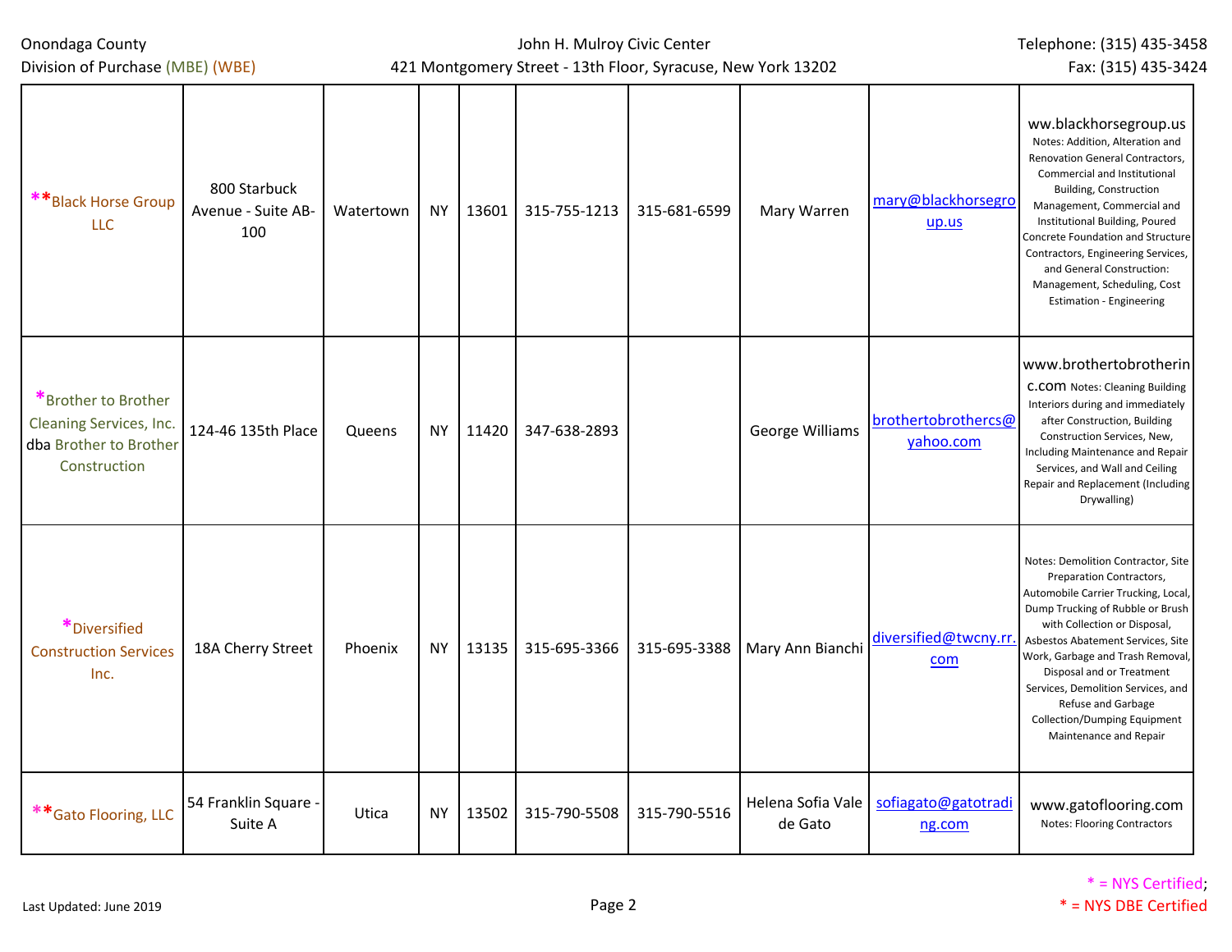| | | | | | | | | | |
|---|---|---|---|---|---|---|---|---|---|
| **Black Horse Group LLC | 800 Starbuck Avenue - Suite AB-100 | Watertown | NY | 13601 | 315-755-1213 | 315-681-6599 | Mary Warren | mary@blackhorsegroup.us | ww.blackhorsegroup.us Notes: Addition, Alteration and Renovation General Contractors, Commercial and Institutional Building, Construction Management, Commercial and Institutional Building, Poured Concrete Foundation and Structure Contractors, Engineering Services, and General Construction: Management, Scheduling, Cost Estimation - Engineering |
| *Brother to Brother Cleaning Services, Inc. dba Brother to Brother Construction | 124-46 135th Place | Queens | NY | 11420 | 347-638-2893 | | George Williams | brothertobrothercs@yahoo.com | www.brothertobrotherinc.com Notes: Cleaning Building Interiors during and immediately after Construction, Building Construction Services, New, Including Maintenance and Repair Services, and Wall and Ceiling Repair and Replacement (Including Drywalling) |
| *Diversified Construction Services Inc. | 18A Cherry Street | Phoenix | NY | 13135 | 315-695-3366 | 315-695-3388 | Mary Ann Bianchi | diversified@twcny.rr.com | Notes: Demolition Contractor, Site Preparation Contractors, Automobile Carrier Trucking, Local, Dump Trucking of Rubble or Brush with Collection or Disposal, Asbestos Abatement Services, Site Work, Garbage and Trash Removal, Disposal and or Treatment Services, Demolition Services, and Refuse and Garbage Collection/Dumping Equipment Maintenance and Repair |
| **Gato Flooring, LLC | 54 Franklin Square - Suite A | Utica | NY | 13502 | 315-790-5508 | 315-790-5516 | Helena Sofia Vale de Gato | sofiagato@gatotrading.com | www.gatoflooring.com Notes: Flooring Contractors |

Last Updated: June 2019

* = NYS Certified; * = NYS DBE Certified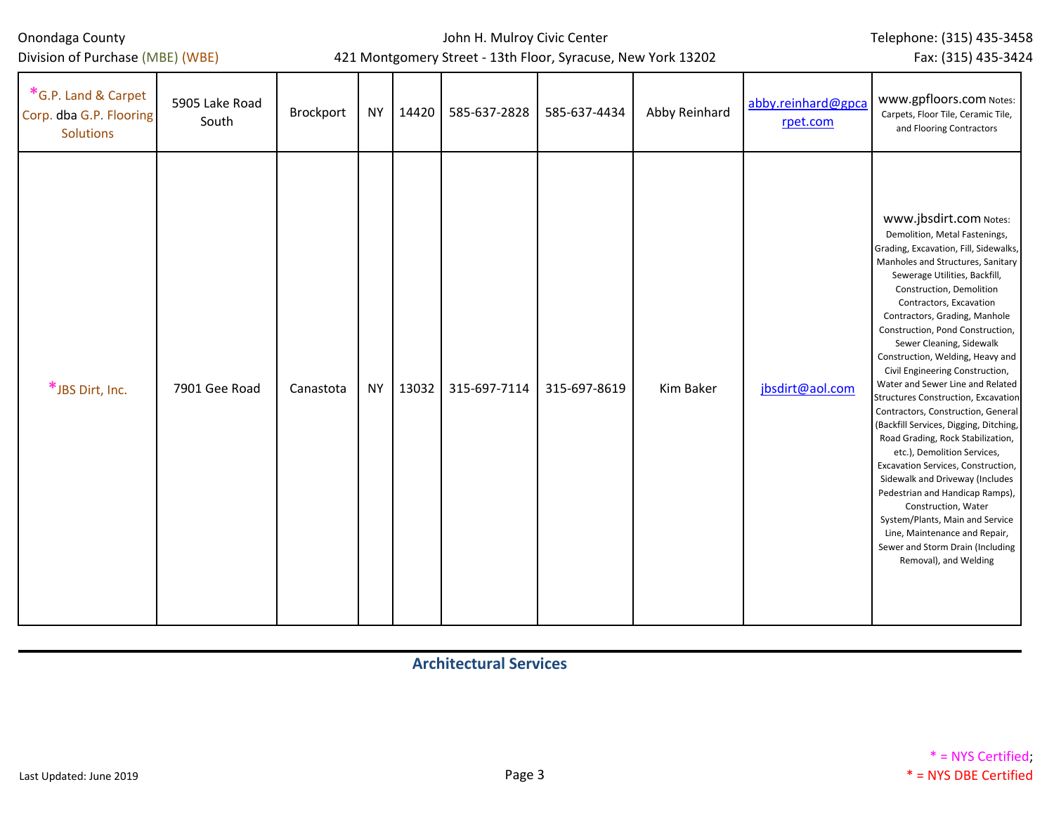| *G.P. Land & Carpet Corp. dba G.P. Flooring Solutions | 5905 Lake Road South | Brockport | NY | 14420 | 585-637-2828 | 585-637-4434 | Abby Reinhard | abby.reinhard@gpcarpet.com | www.gpfloors.com Notes: Carpets, Floor Tile, Ceramic Tile, and Flooring Contractors |
|---|---|---|---|---|---|---|---|---|---|
| *JBS Dirt, Inc. | 7901 Gee Road | Canastota | NY | 13032 | 315-697-7114 | 315-697-8619 | Kim Baker | jbsdirt@aol.com | www.jbsdirt.com Notes: Demolition, Metal Fastenings, Grading, Excavation, Fill, Sidewalks, Manholes and Structures, Sanitary Sewerage Utilities, Backfill, Construction, Demolition Contractors, Excavation Contractors, Grading, Manhole Construction, Pond Construction, Sewer Cleaning, Sidewalk Construction, Welding, Heavy and Civil Engineering Construction, Water and Sewer Line and Related Structures Construction, Excavation Contractors, Construction, General (Backfill Services, Digging, Ditching, Road Grading, Rock Stabilization, etc.), Demolition Services, Excavation Services, Construction, Sidewalk and Driveway (Includes Pedestrian and Handicap Ramps), Construction, Water System/Plants, Main and Service Line, Maintenance and Repair, Sewer and Storm Drain (Including Removal), and Welding |

## Architectural Services

* = NYS Certified;
* = NYS DBE Certified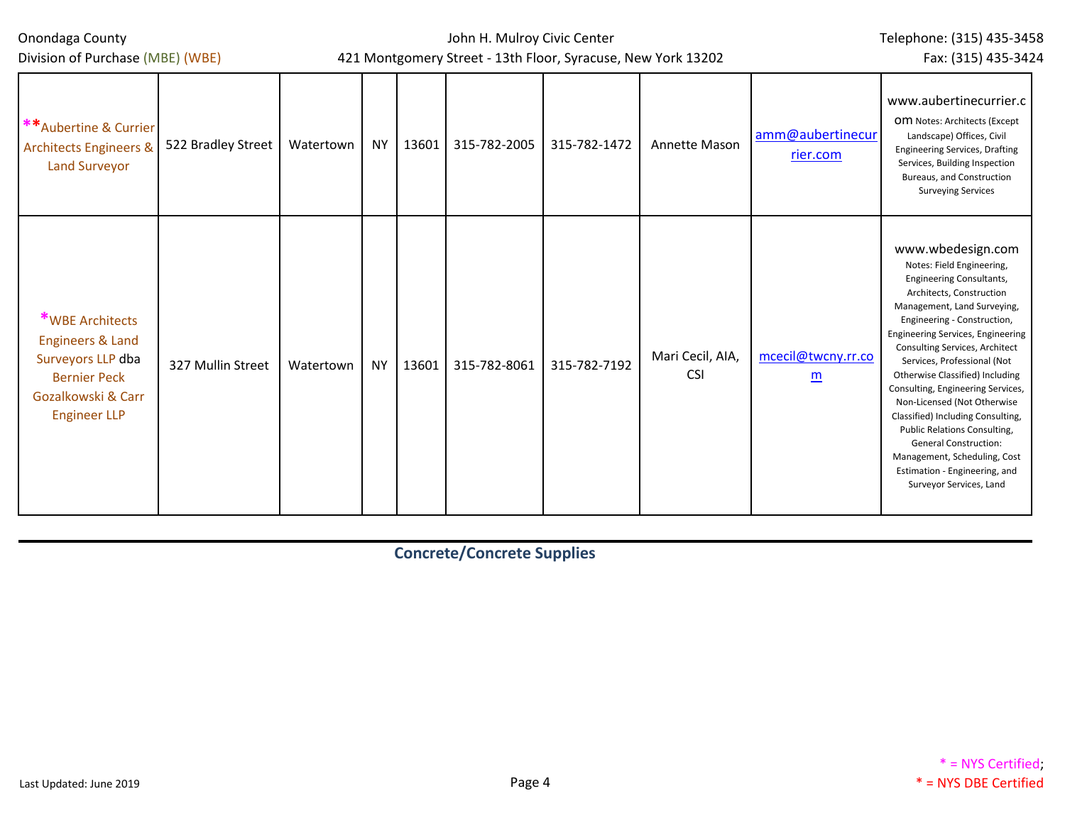| **Aubertine & Currier Architects Engineers & Land Surveyor | 522 Bradley Street | Watertown | NY | 13601 | 315-782-2005 | 315-782-1472 | Annette Mason | amm@aubertinecurrier.com | www.aubertinecurrier.com Notes: Architects (Except Landscape) Offices, Civil Engineering Services, Drafting Services, Building Inspection Bureaus, and Construction Surveying Services |
|---|---|---|---|---|---|---|---|---|---|
| *WBE Architects Engineers & Land Surveyors LLP dba Bernier Peck Gozalkowski & Carr Engineer LLP | 327 Mullin Street | Watertown | NY | 13601 | 315-782-8061 | 315-782-7192 | Mari Cecil, AIA, CSI | mcecil@twcny.rr.com | www.wbedesign.com Notes: Field Engineering, Engineering Consultants, Architects, Construction Management, Land Surveying, Engineering - Construction, Engineering Services, Engineering Consulting Services, Architect Services, Professional (Not Otherwise Classified) Including Consulting, Engineering Services, Non-Licensed (Not Otherwise Classified) Including Consulting, Public Relations Consulting, General Construction: Management, Scheduling, Cost Estimation - Engineering, and Surveyor Services, Land |

## Concrete/Concrete Supplies

Last Updated: June 2019

* = NYS Certified;
* = NYS DBE Certified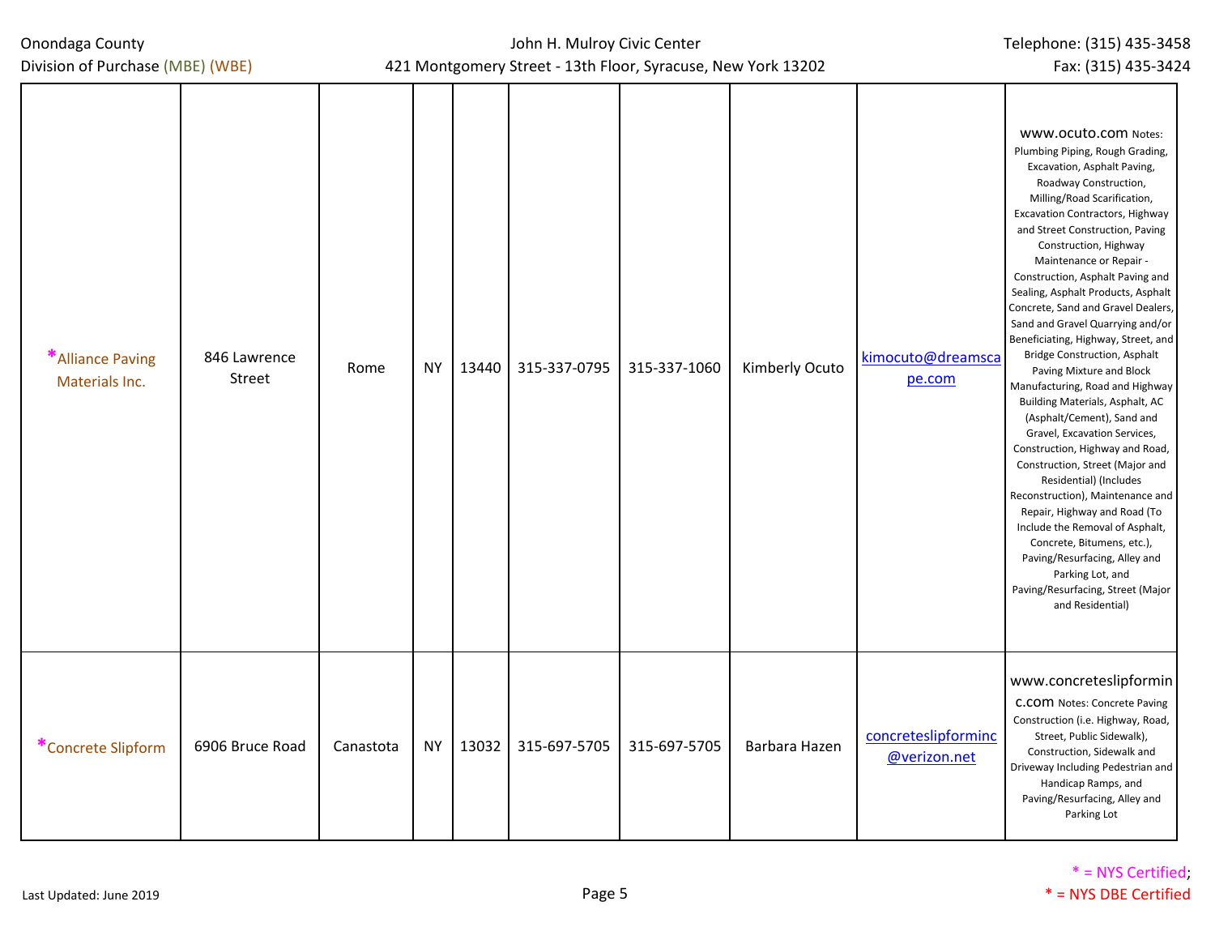| *Alliance Paving Materials Inc. | 846 Lawrence Street | Rome | NY | 13440 | 315-337-0795 | 315-337-1060 | Kimberly Ocuto | kimocuto@dreamscape.com | www.ocuto.com Notes: Plumbing Piping, Rough Grading, Excavation, Asphalt Paving, Roadway Construction, Milling/Road Scarification, Excavation Contractors, Highway and Street Construction, Paving Construction, Highway Maintenance or Repair - Construction, Asphalt Paving and Sealing, Asphalt Products, Asphalt Concrete, Sand and Gravel Dealers, Sand and Gravel Quarrying and/or Beneficiating, Highway, Street, and Bridge Construction, Asphalt Paving Mixture and Block Manufacturing, Road and Highway Building Materials, Asphalt, AC (Asphalt/Cement), Sand and Gravel, Excavation Services, Construction, Highway and Road, Construction, Street (Major and Residential) (Includes Reconstruction), Maintenance and Repair, Highway and Road (To Include the Removal of Asphalt, Concrete, Bitumens, etc.), Paving/Resurfacing, Alley and Parking Lot, and Paving/Resurfacing, Street (Major and Residential) |
|---|---|---|---|---|---|---|---|---|---|
| *Concrete Slipform | 6906 Bruce Road | Canastota | NY | 13032 | 315-697-5705 | 315-697-5705 | Barbara Hazen | concreteslipforminc@verizon.net | www.concreteslipforminc.com Notes: Concrete Paving Construction (i.e. Highway, Road, Street, Public Sidewalk), Construction, Sidewalk and Driveway Including Pedestrian and Handicap Ramps, and Paving/Resurfacing, Alley and Parking Lot |

* = NYS Certified; * = NYS DBE Certified

Last Updated: June 2019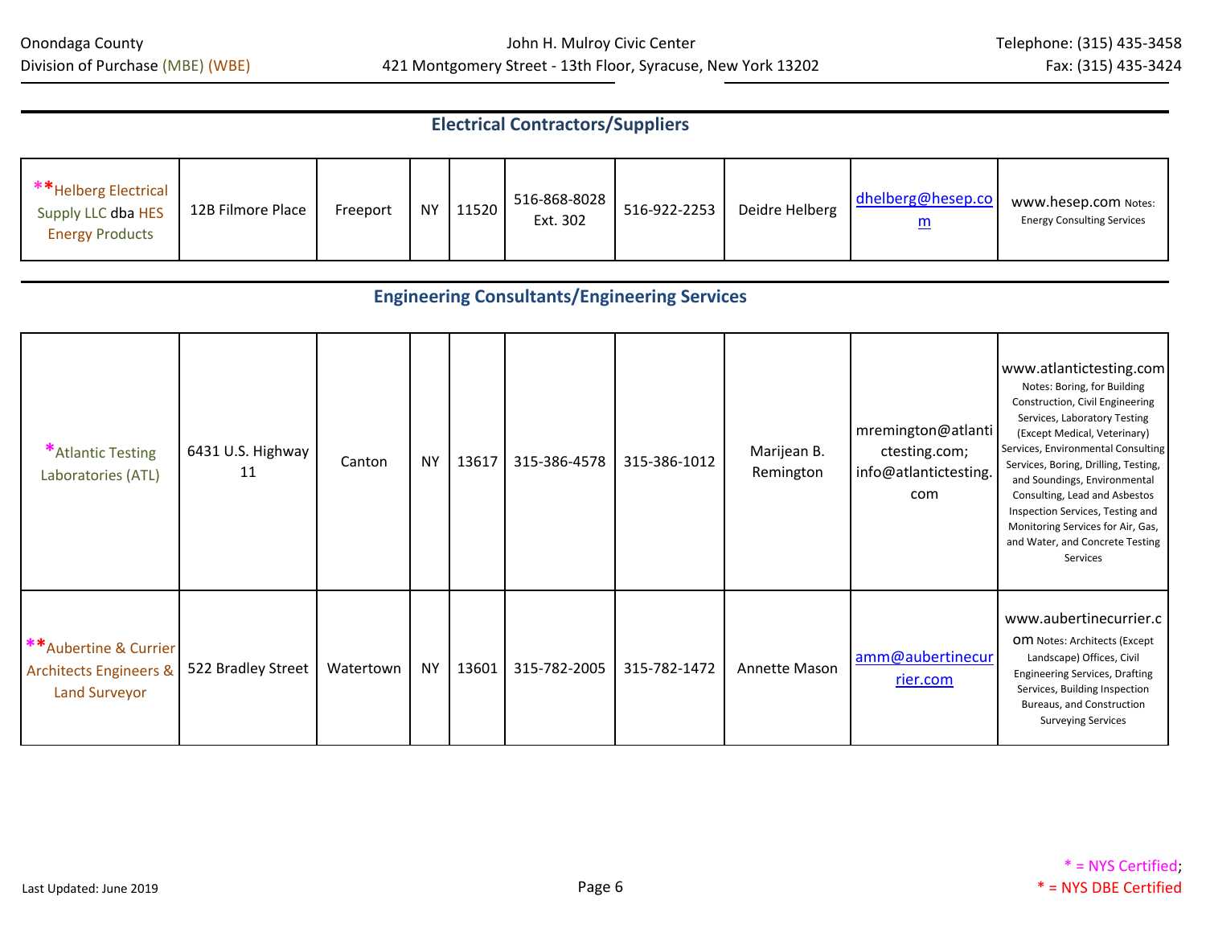## Electrical Contractors/Suppliers

| | | | | | | | | | |
|---|---|---|---|---|---|---|---|---|---|
| **Helberg Electrical Supply LLC dba HES Energy Products | 12B Filmore Place | Freeport | NY | 11520 | 516-868-8028 Ext. 302 | 516-922-2253 | Deidre Helberg | dhelberg@hesep.com | www.hesep.com Notes: Energy Consulting Services |

## Engineering Consultants/Engineering Services

| | | | | | | | | | |
|---|---|---|---|---|---|---|---|---|---|
| *Atlantic Testing Laboratories (ATL) | 6431 U.S. Highway 11 | Canton | NY | 13617 | 315-386-4578 | 315-386-1012 | Marijean B. Remington | mremington@atlantictesting.com; info@atlantictesting.com | www.atlantictesting.com Notes: Boring, for Building Construction, Civil Engineering Services, Laboratory Testing (Except Medical, Veterinary) Services, Environmental Consulting Services, Boring, Drilling, Testing, and Soundings, Environmental Consulting, Lead and Asbestos Inspection Services, Testing and Monitoring Services for Air, Gas, and Water, and Concrete Testing Services |
| **Aubertine & Currier Architects Engineers & Land Surveyor | 522 Bradley Street | Watertown | NY | 13601 | 315-782-2005 | 315-782-1472 | Annette Mason | amm@aubertinecurrier.com | www.aubertinecurrier.com Notes: Architects (Except Landscape) Offices, Civil Engineering Services, Drafting Services, Building Inspection Bureaus, and Construction Surveying Services |

Last Updated: June 2019

* = NYS Certified; * = NYS DBE Certified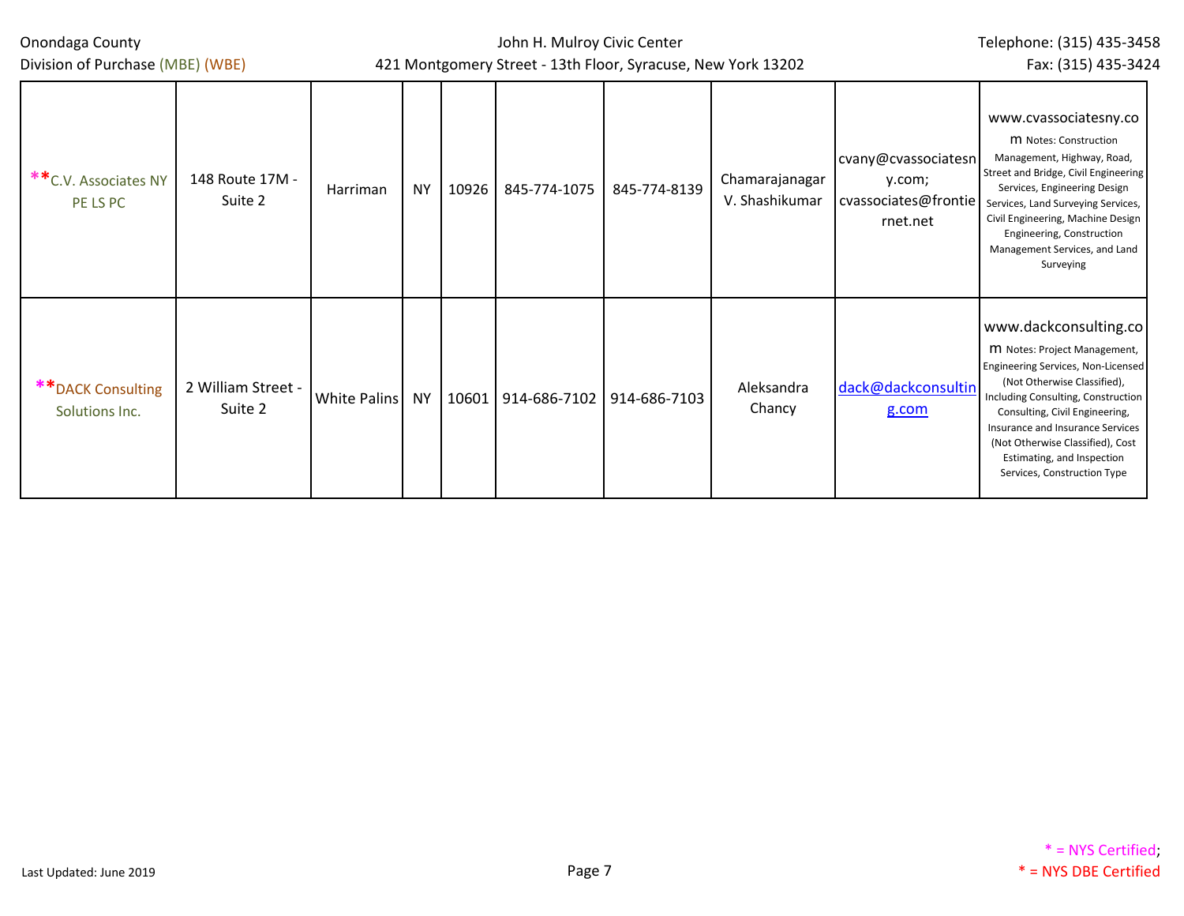| **C.V. Associates NY PE LS PC | 148 Route 17M - Suite 2 | Harriman | NY | 10926 | 845-774-1075 | 845-774-8139 | Chamarajanagar V. Shashikumar | cvany@cvassociatesny.com; cvassociates@frontiernet.net | www.cvassociatesny.com Notes: Construction Management, Highway, Road, Street and Bridge, Civil Engineering Services, Engineering Design Services, Land Surveying Services, Civil Engineering, Machine Design Engineering, Construction Management Services, and Land Surveying |
|---|---|---|---|---|---|---|---|---|---|
| **DACK Consulting Solutions Inc. | 2 William Street - Suite 2 | White Palins | NY | 10601 | 914-686-7102 | 914-686-7103 | Aleksandra Chancy | dack@dackconsulting.com | www.dackconsulting.com Notes: Project Management, Engineering Services, Non-Licensed (Not Otherwise Classified), Including Consulting, Construction Consulting, Civil Engineering, Insurance and Insurance Services (Not Otherwise Classified), Cost Estimating, and Inspection Services, Construction Type |

\* = NYS Certified; * = NYS DBE Certified

Last Updated: June 2019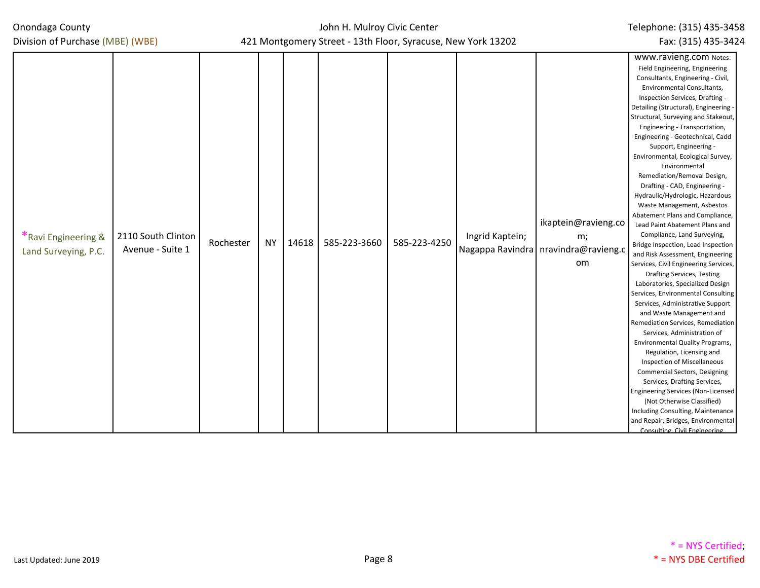| *Ravi Engineering & Land Surveying, P.C. | 2110 South Clinton Avenue - Suite 1 | Rochester | NY | 14618 | 585-223-3660 | 585-223-4250 | Ingrid Kaptein; Nagappa Ravindra | ikaptein@ravieng.com; nravindra@ravieng.com | www.ravieng.com Notes: Field Engineering, Engineering Consultants, Engineering - Civil, Environmental Consultants, Inspection Services, Drafting - Detailing (Structural), Engineering - Structural, Surveying and Stakeout, Engineering - Transportation, Engineering - Geotechnical, Cadd Support, Engineering - Environmental, Ecological Survey, Environmental Remediation/Removal Design, Drafting - CAD, Engineering - Hydraulic/Hydrologic, Hazardous Waste Management, Asbestos Abatement Plans and Compliance, Lead Paint Abatement Plans and Compliance, Land Surveying, Bridge Inspection, Lead Inspection and Risk Assessment, Engineering Services, Civil Engineering Services, Drafting Services, Testing Laboratories, Specialized Design Services, Environmental Consulting Services, Administrative Support and Waste Management and Remediation Services, Remediation Services, Administration of Environmental Quality Programs, Regulation, Licensing and Inspection of Miscellaneous Commercial Sectors, Designing Services, Drafting Services, Engineering Services (Non-Licensed (Not Otherwise Classified) Including Consulting, Maintenance and Repair, Bridges, Environmental Consulting, Civil Engineering, |
|---|---|---|---|---|---|---|---|---|---|

Last Updated: June 2019

* = NYS Certified; * = NYS DBE Certified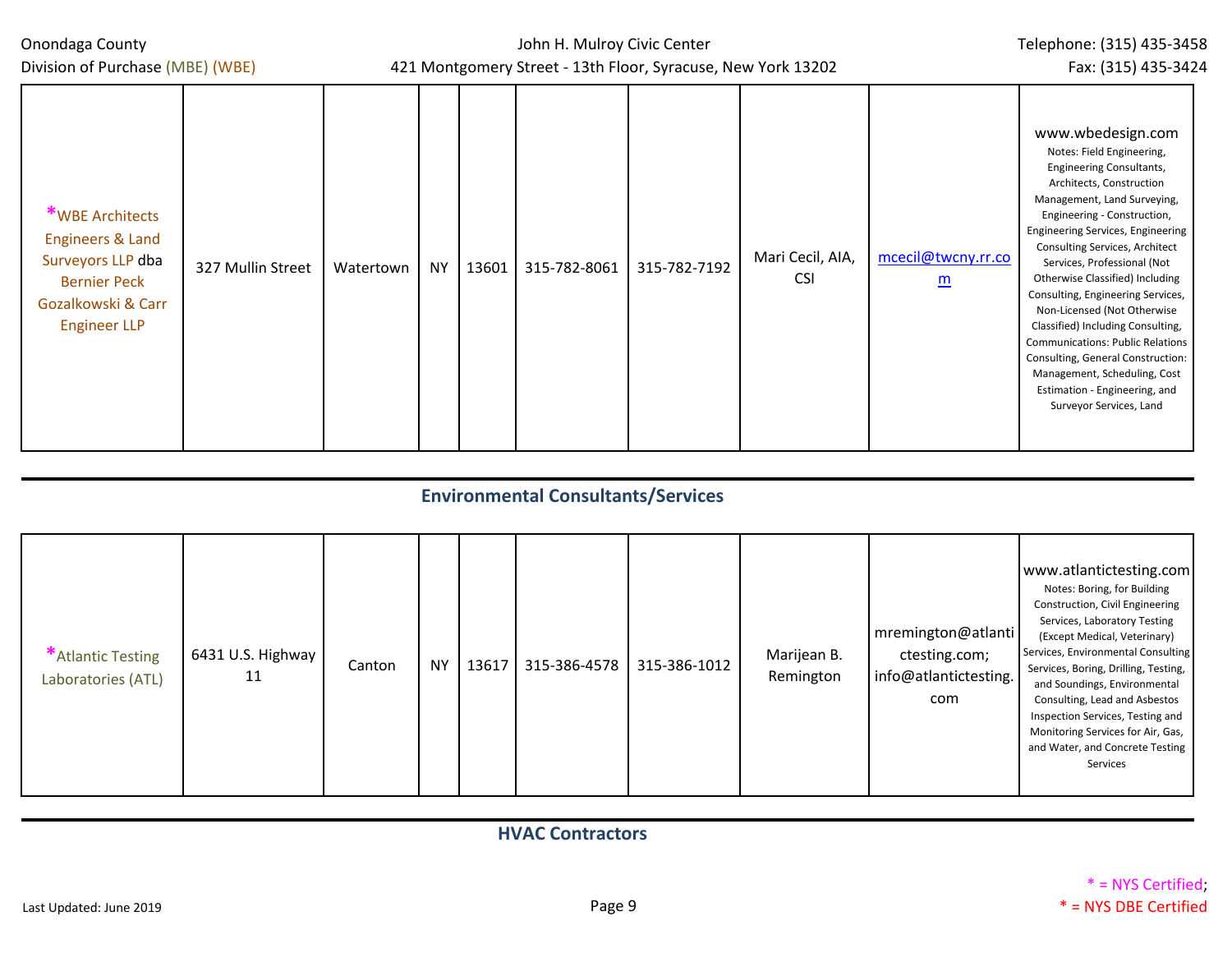| | | | | | | | | | |
|---|---|---|---|---|---|---|---|---|---|
| *WBE Architects Engineers & Land Surveyors LLP dba Bernier Peck Gozalkowski & Carr Engineer LLP | 327 Mullin Street | Watertown | NY | 13601 | 315-782-8061 | 315-782-7192 | Mari Cecil, AIA, CSI | mcecil@twcny.rr.com | www.wbedesign.com Notes: Field Engineering, Engineering Consultants, Architects, Construction Management, Land Surveying, Engineering - Construction, Engineering Services, Engineering Consulting Services, Architect Services, Professional (Not Otherwise Classified) Including Consulting, Engineering Services, Non-Licensed (Not Otherwise Classified) Including Consulting, Communications: Public Relations Consulting, General Construction: Management, Scheduling, Cost Estimation - Engineering, and Surveyor Services, Land |

## Environmental Consultants/Services

| | | | | | | | | | |
|---|---|---|---|---|---|---|---|---|---|
| *Atlantic Testing Laboratories (ATL) | 6431 U.S. Highway 11 | Canton | NY | 13617 | 315-386-4578 | 315-386-1012 | Marijean B. Remington | mremington@atlantictesting.com; info@atlantictesting.com | www.atlantictesting.com Notes: Boring, for Building Construction, Civil Engineering Services, Laboratory Testing (Except Medical, Veterinary) Services, Environmental Consulting Services, Boring, Drilling, Testing, and Soundings, Environmental Consulting, Lead and Asbestos Inspection Services, Testing and Monitoring Services for Air, Gas, and Water, and Concrete Testing Services |

## HVAC Contractors

* = NYS Certified; * = NYS DBE Certified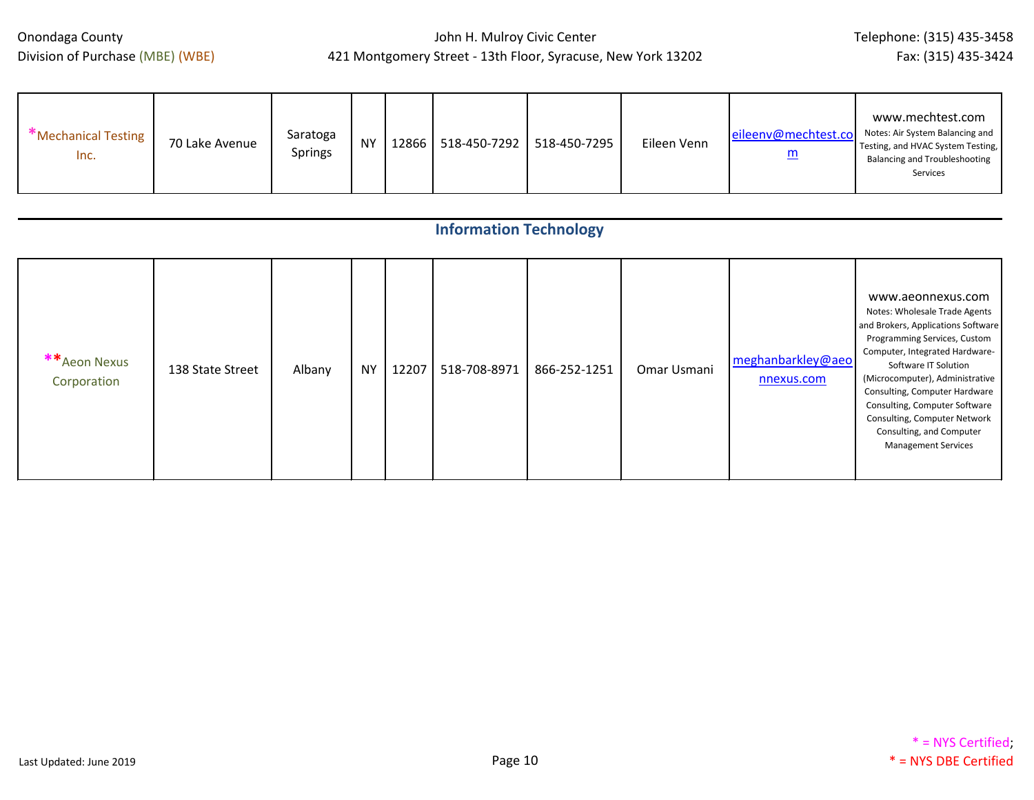| *Mechanical Testing Inc. | 70 Lake Avenue | Saratoga Springs | NY | 12866 | 518-450-7292 | 518-450-7295 | Eileen Venn | eileenv@mechtest.com | www.mechtest.com Notes: Air System Balancing and Testing, and HVAC System Testing, Balancing and Troubleshooting Services |
|---|---|---|---|---|---|---|---|---|---|

## Information Technology

| **Aeon Nexus Corporation | 138 State Street | Albany | NY | 12207 | 518-708-8971 | 866-252-1251 | Omar Usmani | meghanbarkley@aeonnexus.com | www.aeonnexus.com Notes: Wholesale Trade Agents and Brokers, Applications Software Programming Services, Custom Computer, Integrated Hardware-Software IT Solution (Microcomputer), Administrative Consulting, Computer Hardware Consulting, Computer Software Consulting, Computer Network Consulting, and Computer Management Services |
|---|---|---|---|---|---|---|---|---|---|

Last Updated: June 2019

* = NYS Certified; * = NYS DBE Certified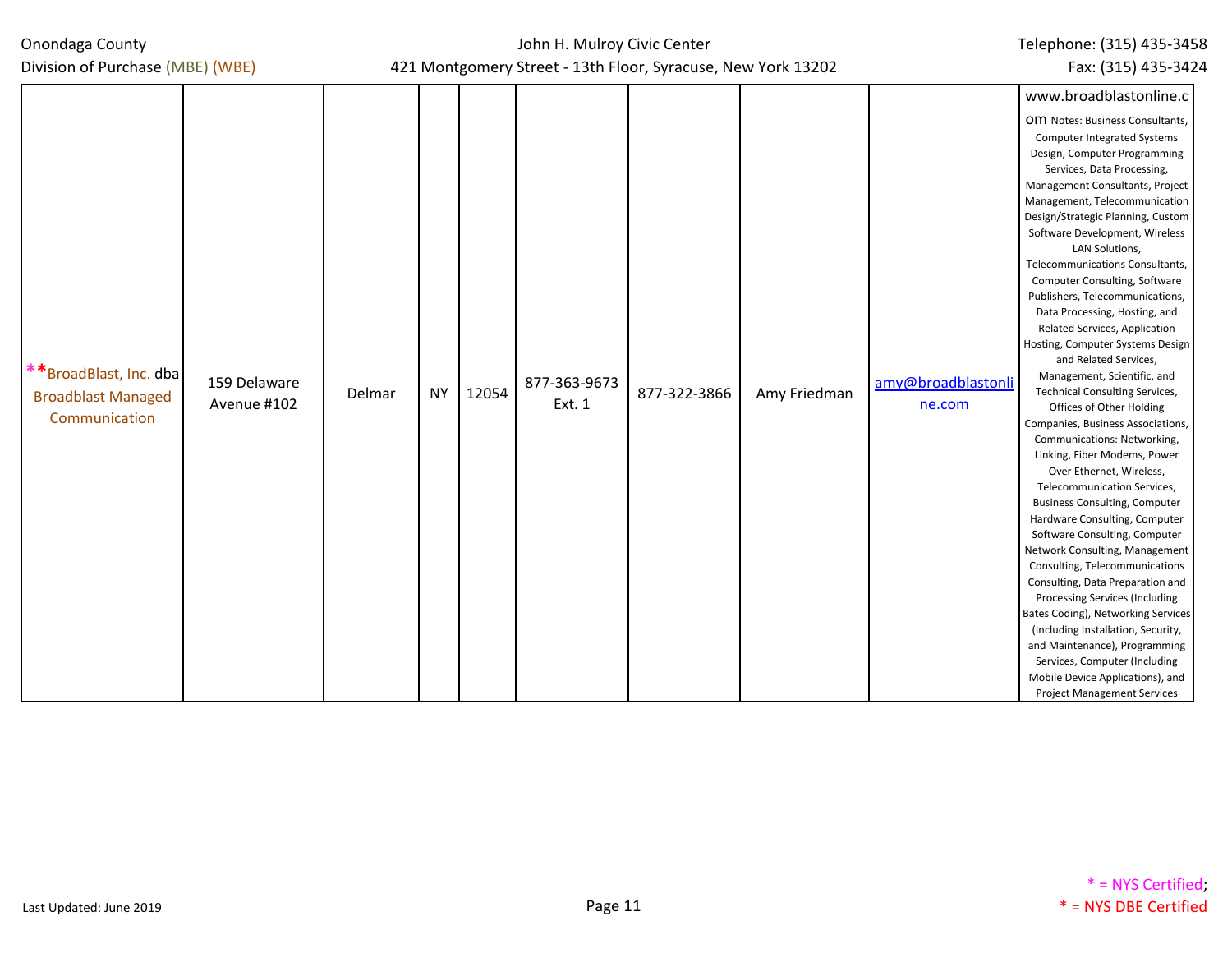| | | | | | | | | | |
|---|---|---|---|---|---|---|---|---|---|
| **BroadBlast, Inc. dba Broadblast Managed Communication | 159 Delaware Avenue #102 | Delmar | NY | 12054 | 877-363-9673 Ext. 1 | 877-322-3866 | Amy Friedman | amy@broadblastonline.com | www.broadblastonline.com Notes: Business Consultants, Computer Integrated Systems Design, Computer Programming Services, Data Processing, Management Consultants, Project Management, Telecommunication Design/Strategic Planning, Custom Software Development, Wireless LAN Solutions, Telecommunications Consultants, Computer Consulting, Software Publishers, Telecommunications, Data Processing, Hosting, and Related Services, Application Hosting, Computer Systems Design and Related Services, Management, Scientific, and Technical Consulting Services, Offices of Other Holding Companies, Business Associations, Communications: Networking, Linking, Fiber Modems, Power Over Ethernet, Wireless, Telecommunication Services, Business Consulting, Computer Hardware Consulting, Computer Software Consulting, Computer Network Consulting, Management Consulting, Telecommunications Consulting, Data Preparation and Processing Services (Including Bates Coding), Networking Services (Including Installation, Security, and Maintenance), Programming Services, Computer (Including Mobile Device Applications), and Project Management Services |

Last Updated: June 2019

* = NYS Certified;
* = NYS DBE Certified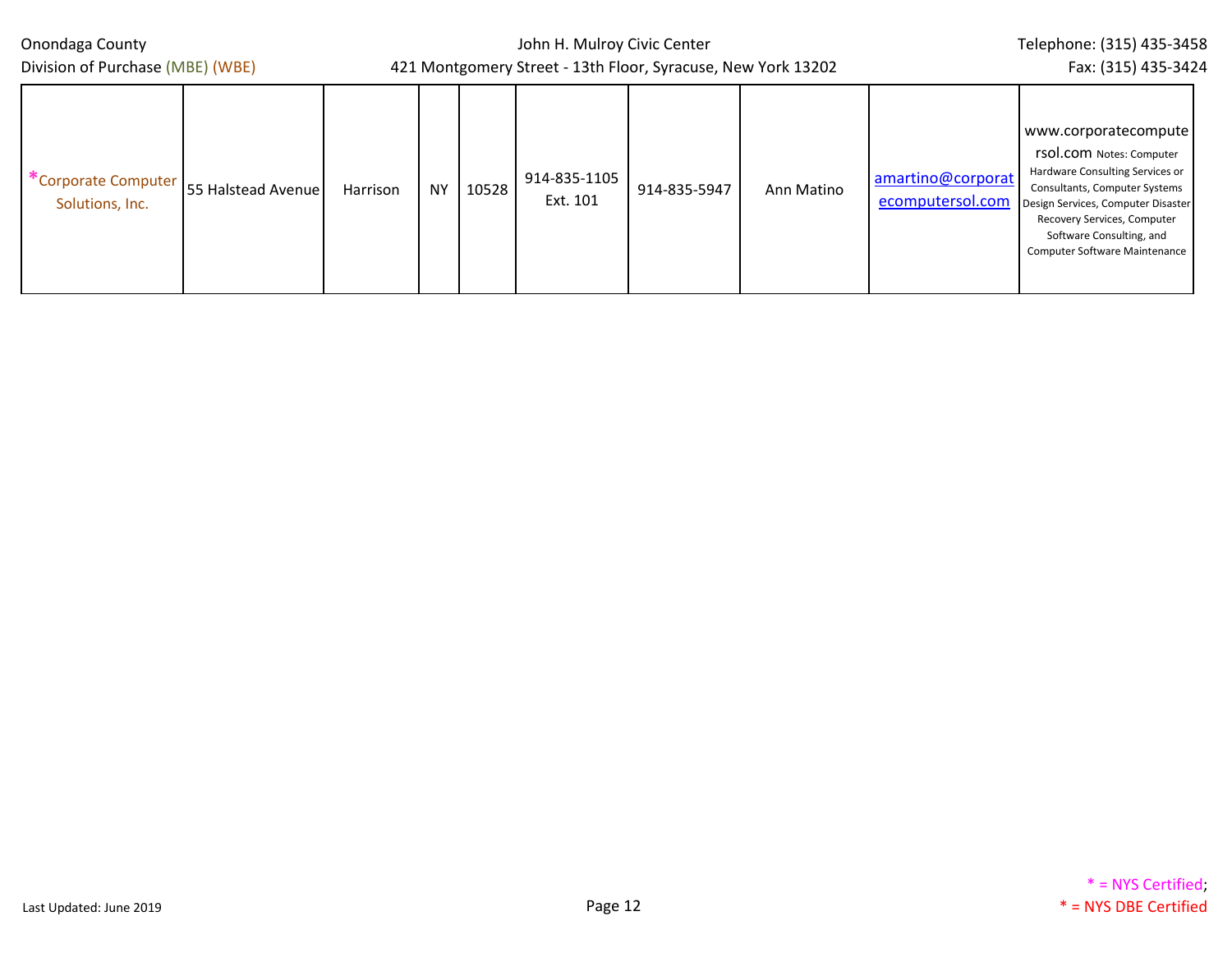| | | | | | | | | | |
|---|---|---|---|---|---|---|---|---|---|
| *Corporate Computer Solutions, Inc. | 55 Halstead Avenue | Harrison | NY | 10528 | 914-835-1105 Ext. 101 | 914-835-5947 | Ann Matino | amartino@corporatecomputersol.com | www.corporatecomputersol.com Notes: Computer Hardware Consulting Services or Consultants, Computer Systems Design Services, Computer Disaster Recovery Services, Computer Software Consulting, and Computer Software Maintenance |

Last Updated: June 2019

* = NYS Certified; * = NYS DBE Certified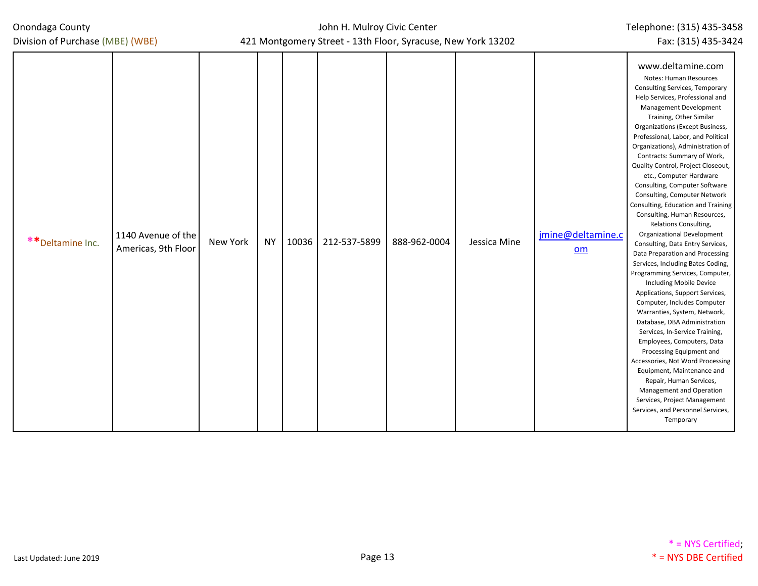| **Deltamine Inc. | 1140 Avenue of the Americas, 9th Floor | New York | NY | 10036 | 212-537-5899 | 888-962-0004 | Jessica Mine | jmine@deltamine.com | www.deltamine.com Notes: Human Resources Consulting Services, Temporary Help Services, Professional and Management Development Training, Other Similar Organizations (Except Business, Professional, Labor, and Political Organizations), Administration of Contracts: Summary of Work, Quality Control, Project Closeout, etc., Computer Hardware Consulting, Computer Software Consulting, Computer Network Consulting, Education and Training Consulting, Human Resources, Relations Consulting, Organizational Development Consulting, Data Entry Services, Data Preparation and Processing Services, Including Bates Coding, Programming Services, Computer, Including Mobile Device Applications, Support Services, Computer, Includes Computer Warranties, System, Network, Database, DBA Administration Services, In-Service Training, Employees, Computers, Data Processing Equipment and Accessories, Not Word Processing Equipment, Maintenance and Repair, Human Services, Management and Operation Services, Project Management Services, and Personnel Services, Temporary |
|---|---|---|---|---|---|---|---|---|---|

* = NYS Certified; * = NYS DBE Certified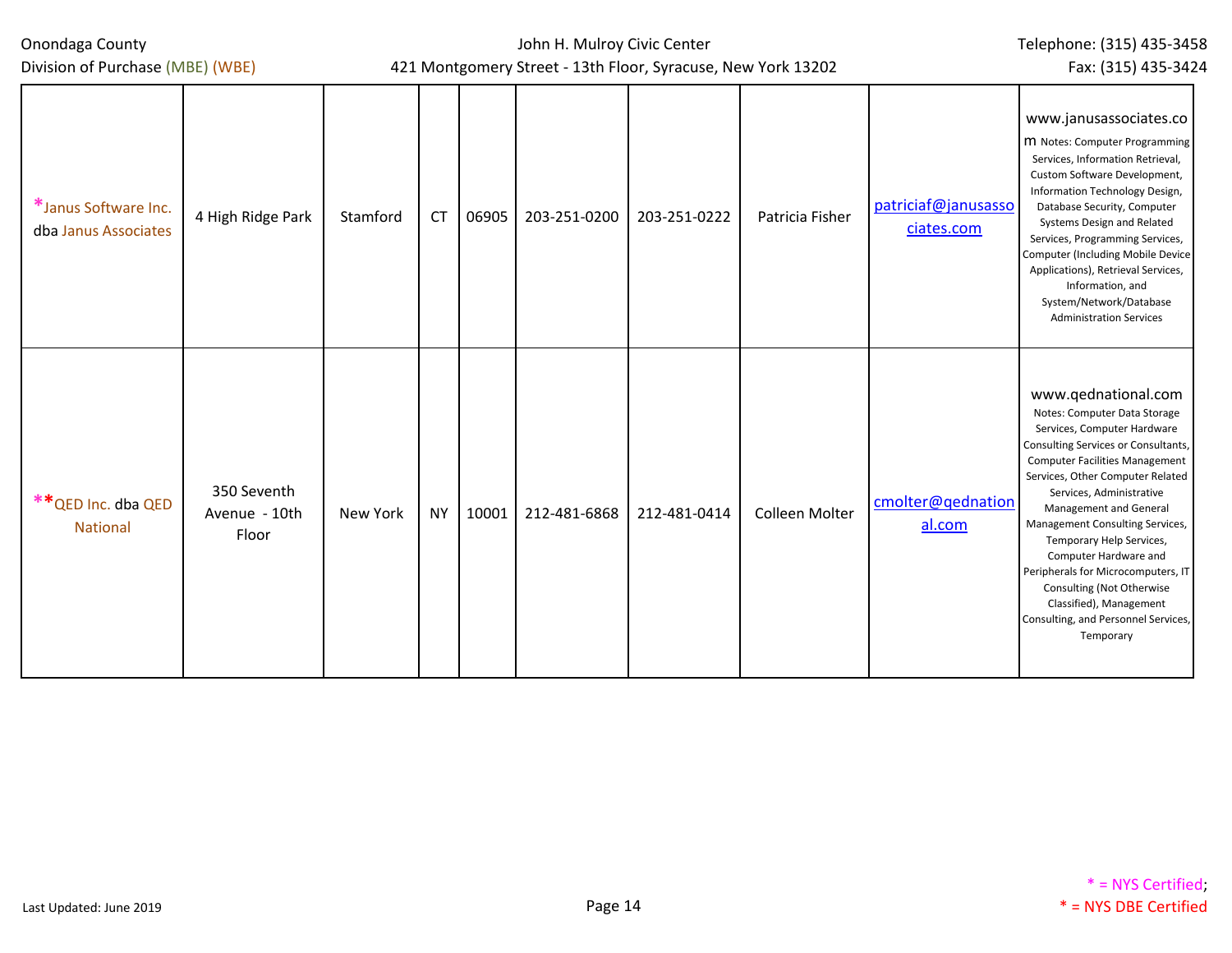| | | | | | | | | | |
|---|---|---|---|---|---|---|---|---|---|
| *Janus Software Inc. dba Janus Associates | 4 High Ridge Park | Stamford | CT | 06905 | 203-251-0200 | 203-251-0222 | Patricia Fisher | patriciaf@janusassociates.com | www.janusassociates.com Notes: Computer Programming Services, Information Retrieval, Custom Software Development, Information Technology Design, Database Security, Computer Systems Design and Related Services, Programming Services, Computer (Including Mobile Device Applications), Retrieval Services, Information, and System/Network/Database Administration Services |
| **QED Inc. dba QED National | 350 Seventh Avenue - 10th Floor | New York | NY | 10001 | 212-481-6868 | 212-481-0414 | Colleen Molter | cmolter@qednational.com | www.qednational.com Notes: Computer Data Storage Services, Computer Hardware Consulting Services or Consultants, Computer Facilities Management Services, Other Computer Related Services, Administrative Management and General Management Consulting Services, Temporary Help Services, Computer Hardware and Peripherals for Microcomputers, IT Consulting (Not Otherwise Classified), Management Consulting, and Personnel Services, Temporary |

Last Updated: June 2019

* = NYS Certified; * = NYS DBE Certified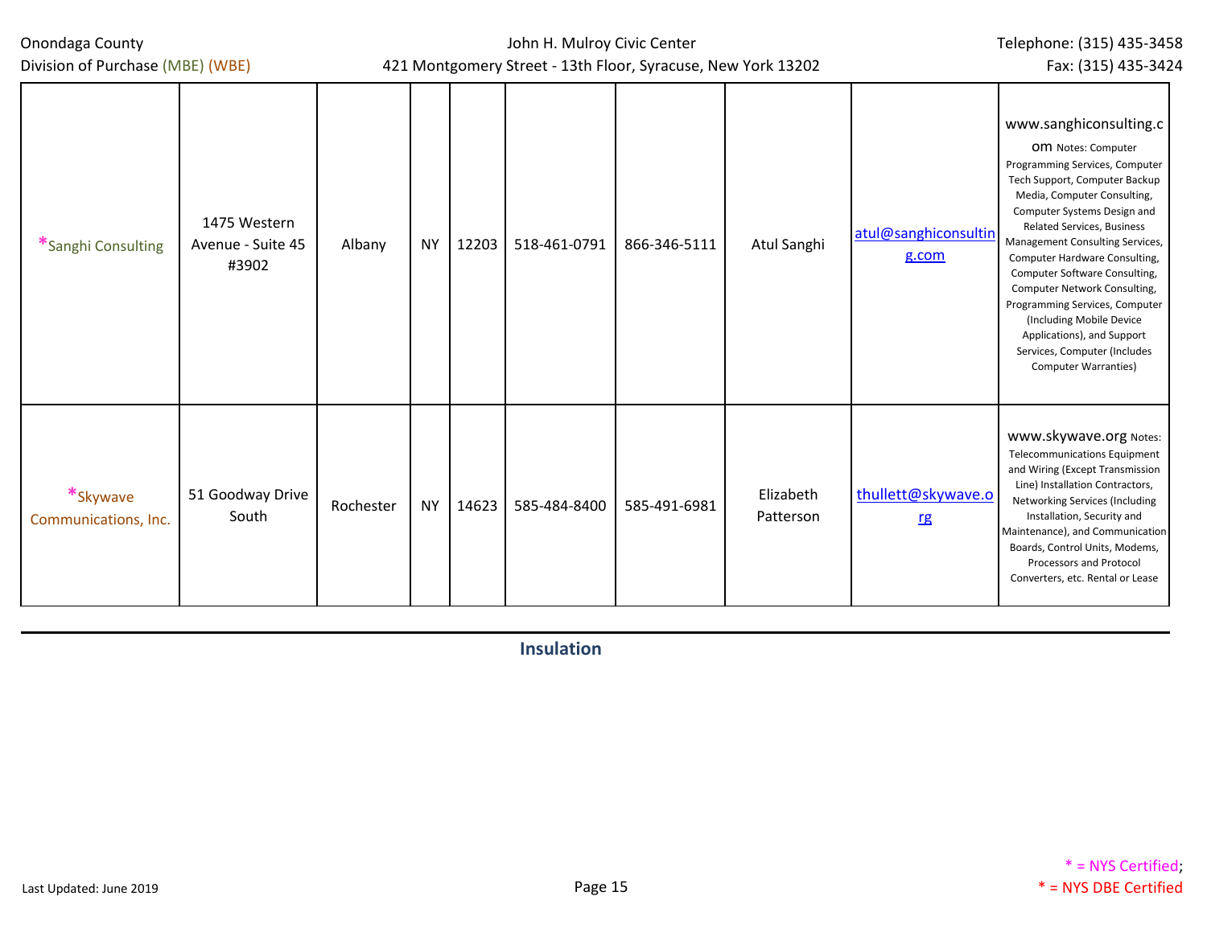| | | | | | | | | | |
|---|---|---|---|---|---|---|---|---|---|
| *Sanghi Consulting | 1475 Western Avenue - Suite 45 #3902 | Albany | NY | 12203 | 518-461-0791 | 866-346-5111 | Atul Sanghi | atul@sanghiconsulting.com | www.sanghiconsulting.com Notes: Computer Programming Services, Computer Tech Support, Computer Backup Media, Computer Consulting, Computer Systems Design and Related Services, Business Management Consulting Services, Computer Hardware Consulting, Computer Software Consulting, Computer Network Consulting, Programming Services, Computer (Including Mobile Device Applications), and Support Services, Computer (Includes Computer Warranties) |
| *Skywave Communications, Inc. | 51 Goodway Drive South | Rochester | NY | 14623 | 585-484-8400 | 585-491-6981 | Elizabeth Patterson | thullett@skywave.org | www.skywave.org Notes: Telecommunications Equipment and Wiring (Except Transmission Line) Installation Contractors, Networking Services (Including Installation, Security and Maintenance), and Communication Boards, Control Units, Modems, Processors and Protocol Converters, etc. Rental or Lease |

## Insulation

Last Updated: June 2019

* = NYS Certified; * = NYS DBE Certified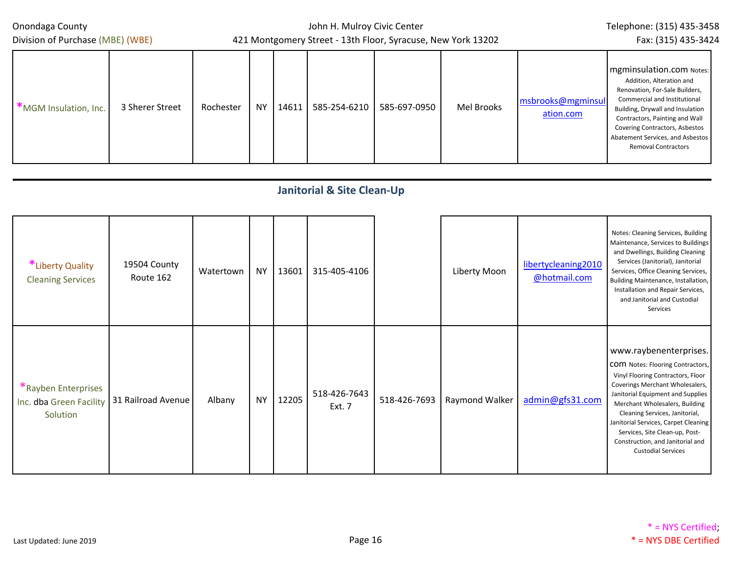| | | | | | | | | | |
|---|---|---|---|---|---|---|---|---|---|
| *MGM Insulation, Inc. | 3 Sherer Street | Rochester | NY | 14611 | 585-254-6210 | 585-697-0950 | Mel Brooks | msbrooks@mgminsulation.com | mgminsulation.com Notes: Addition, Alteration and Renovation, For-Sale Builders, Commercial and Institutional Building, Drywall and Insulation Contractors, Painting and Wall Covering Contractors, Asbestos Abatement Services, and Asbestos Removal Contractors |

## Janitorial & Site Clean-Up

| | | | | | | | | | |
|---|---|---|---|---|---|---|---|---|---|
| *Liberty Quality Cleaning Services | 19504 County Route 162 | Watertown | NY | 13601 | 315-405-4106 | | Liberty Moon | libertycleaning2010@hotmail.com | Notes: Cleaning Services, Building Maintenance, Services to Buildings and Dwellings, Building Cleaning Services (Janitorial), Janitorial Services, Office Cleaning Services, Building Maintenance, Installation, Installation and Repair Services, and Janitorial and Custodial Services |
| *Rayben Enterprises Inc. dba Green Facility Solution | 31 Railroad Avenue | Albany | NY | 12205 | 518-426-7643 Ext. 7 | 518-426-7693 | Raymond Walker | admin@gfs31.com | www.raybenenterprises.com Notes: Flooring Contractors, Vinyl Flooring Contractors, Floor Coverings Merchant Wholesalers, Janitorial Equipment and Supplies Merchant Wholesalers, Building Cleaning Services, Janitorial, Janitorial Services, Carpet Cleaning Services, Site Clean-up, Post-Construction, and Janitorial and Custodial Services |

Last Updated: June 2019

* = NYS Certified; * = NYS DBE Certified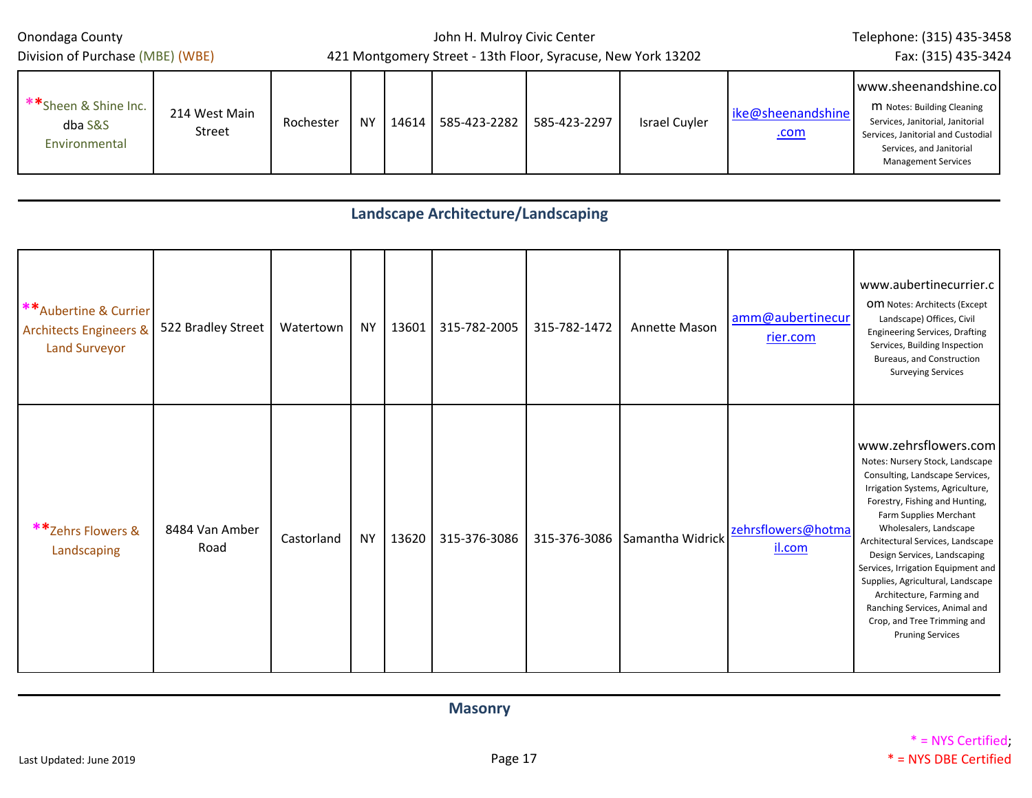| **Sheen & Shine Inc. dba S&S Environmental | 214 West Main Street | Rochester | NY | 14614 | 585-423-2282 | 585-423-2297 | Israel Cuyler | ike@sheenandshine.com | www.sheenandshine.com Notes: Building Cleaning Services, Janitorial, Janitorial Services, Janitorial and Custodial Services, and Janitorial Management Services |
|---|---|---|---|---|---|---|---|---|---|

## Landscape Architecture/Landscaping

| **Aubertine & Currier Architects Engineers & Land Surveyor | 522 Bradley Street | Watertown | NY | 13601 | 315-782-2005 | 315-782-1472 | Annette Mason | amm@aubertinecurrier.com | www.aubertinecurrier.com Notes: Architects (Except Landscape) Offices, Civil Engineering Services, Drafting Services, Building Inspection Bureaus, and Construction Surveying Services |
|---|---|---|---|---|---|---|---|---|---|
| **Zehrs Flowers & Landscaping | 8484 Van Amber Road | Castorland | NY | 13620 | 315-376-3086 | 315-376-3086 | Samantha Widrick | zehrsflowers@hotmail.com | www.zehrsflowers.com Notes: Nursery Stock, Landscape Consulting, Landscape Services, Irrigation Systems, Agriculture, Forestry, Fishing and Hunting, Farm Supplies Merchant Wholesalers, Landscape Architectural Services, Landscape Design Services, Landscaping Services, Irrigation Equipment and Supplies, Agricultural, Landscape Architecture, Farming and Ranching Services, Animal and Crop, and Tree Trimming and Pruning Services |

## Masonry

* = NYS Certified; * = NYS DBE Certified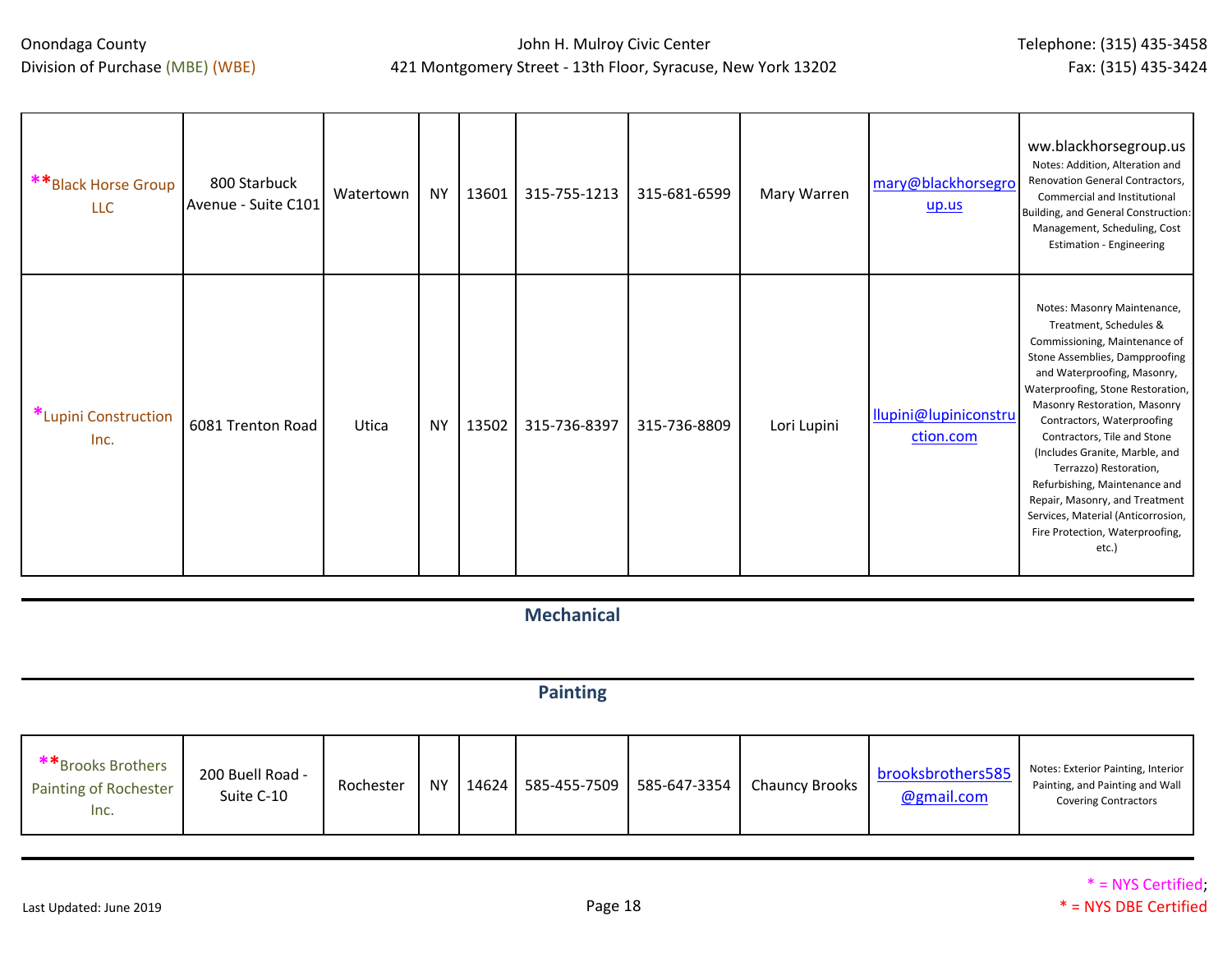| | | | | | | | | | |
|---|---|---|---|---|---|---|---|---|---|
| **Black Horse Group LLC | 800 Starbuck Avenue - Suite C101 | Watertown | NY | 13601 | 315-755-1213 | 315-681-6599 | Mary Warren | mary@blackhorsegroup.us | ww.blackhorsegroup.us Notes: Addition, Alteration and Renovation General Contractors, Commercial and Institutional Building, and General Construction: Management, Scheduling, Cost Estimation - Engineering |
| *Lupini Construction Inc. | 6081 Trenton Road | Utica | NY | 13502 | 315-736-8397 | 315-736-8809 | Lori Lupini | llupini@lupiniconstruction.com | Notes: Masonry Maintenance, Treatment, Schedules & Commissioning, Maintenance of Stone Assemblies, Dampproofing and Waterproofing, Masonry, Waterproofing, Stone Restoration, Masonry Restoration, Masonry Contractors, Waterproofing Contractors, Tile and Stone (Includes Granite, Marble, and Terrazzo) Restoration, Refurbishing, Maintenance and Repair, Masonry, and Treatment Services, Material (Anticorrosion, Fire Protection, Waterproofing, etc.) |

## Mechanical

## Painting

| | | | | | | | | | |
|---|---|---|---|---|---|---|---|---|---|
| **Brooks Brothers Painting of Rochester Inc. | 200 Buell Road - Suite C-10 | Rochester | NY | 14624 | 585-455-7509 | 585-647-3354 | Chauncy Brooks | brooksbrothers585@gmail.com | Notes: Exterior Painting, Interior Painting, and Painting and Wall Covering Contractors |

Last Updated: June 2019

* = NYS Certified; * = NYS DBE Certified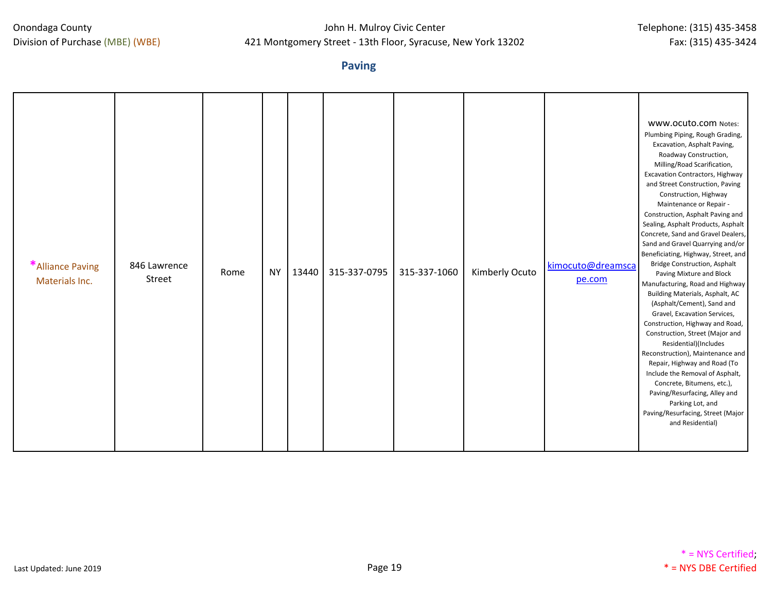## Paving

| | | | | | | | | | |
|---|---|---|---|---|---|---|---|---|---|
| *Alliance Paving Materials Inc. | 846 Lawrence Street | Rome | NY | 13440 | 315-337-0795 | 315-337-1060 | Kimberly Ocuto | kimocuto@dreamscape.com | www.ocuto.com Notes: Plumbing Piping, Rough Grading, Excavation, Asphalt Paving, Roadway Construction, Milling/Road Scarification, Excavation Contractors, Highway and Street Construction, Paving Construction, Highway Maintenance or Repair - Construction, Asphalt Paving and Sealing, Asphalt Products, Asphalt Concrete, Sand and Gravel Dealers, Sand and Gravel Quarrying and/or Beneficiating, Highway, Street, and Bridge Construction, Asphalt Paving Mixture and Block Manufacturing, Road and Highway Building Materials, Asphalt, AC (Asphalt/Cement), Sand and Gravel, Excavation Services, Construction, Highway and Road, Construction, Street (Major and Residential)(Includes Reconstruction), Maintenance and Repair, Highway and Road (To Include the Removal of Asphalt, Concrete, Bitumens, etc.), Paving/Resurfacing, Alley and Parking Lot, and Paving/Resurfacing, Street (Major and Residential) |

Last Updated: June 2019

* = NYS Certified;
* = NYS DBE Certified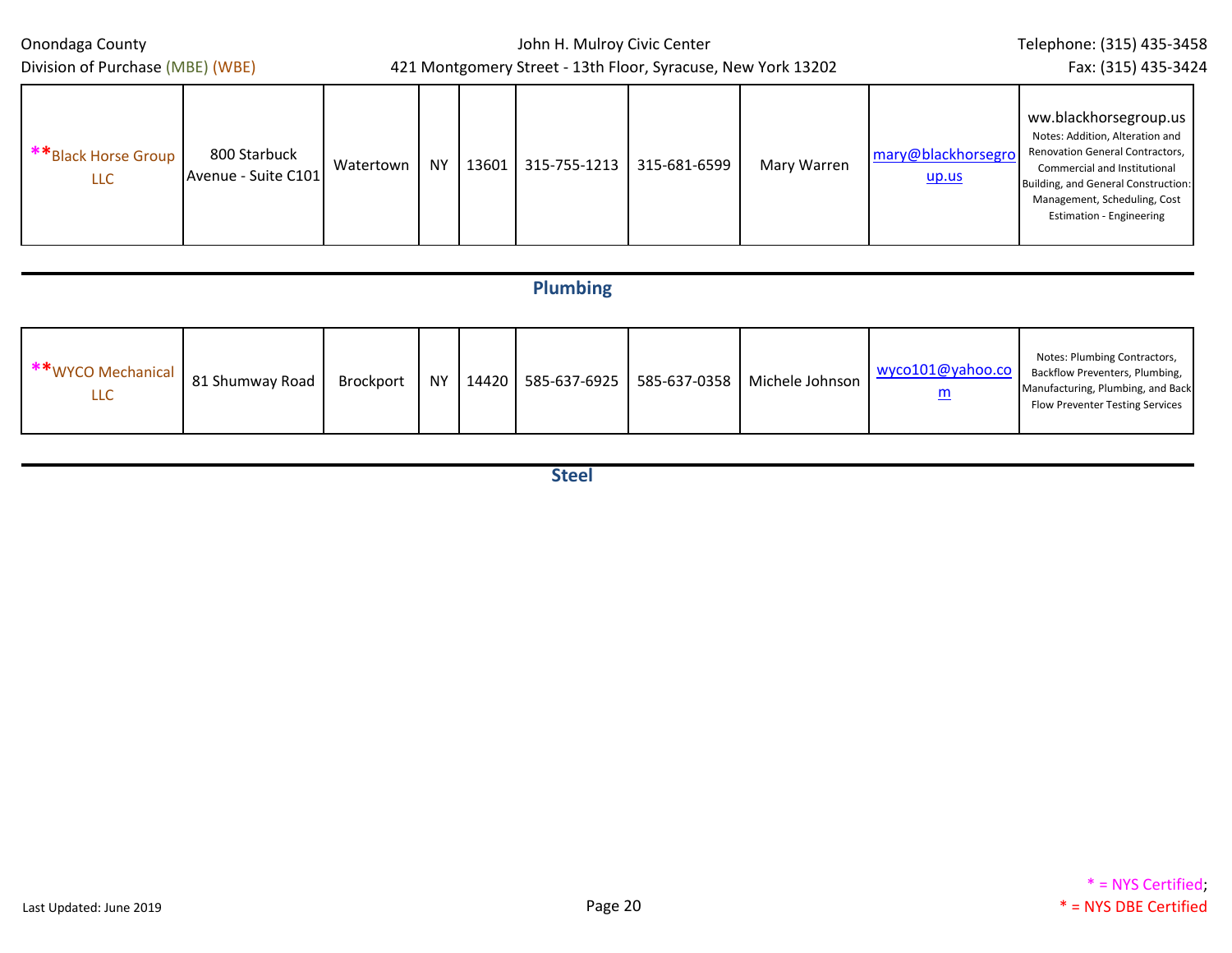| | | | | | | | | | |
|---|---|---|---|---|---|---|---|---|---|
| **Black Horse Group LLC | 800 Starbuck Avenue - Suite C101 | Watertown | NY | 13601 | 315-755-1213 | 315-681-6599 | Mary Warren | mary@blackhorsegroup.us | ww.blackhorsegroup.us Notes: Addition, Alteration and Renovation General Contractors, Commercial and Institutional Building, and General Construction: Management, Scheduling, Cost Estimation - Engineering |

## Plumbing

| | | | | | | | | | |
|---|---|---|---|---|---|---|---|---|---|
| **WYCO Mechanical LLC | 81 Shumway Road | Brockport | NY | 14420 | 585-637-6925 | 585-637-0358 | Michele Johnson | wyco101@yahoo.com | Notes: Plumbing Contractors, Backflow Preventers, Plumbing, Manufacturing, Plumbing, and Back Flow Preventer Testing Services |

## Steel

Last Updated: June 2019

* = NYS Certified; * = NYS DBE Certified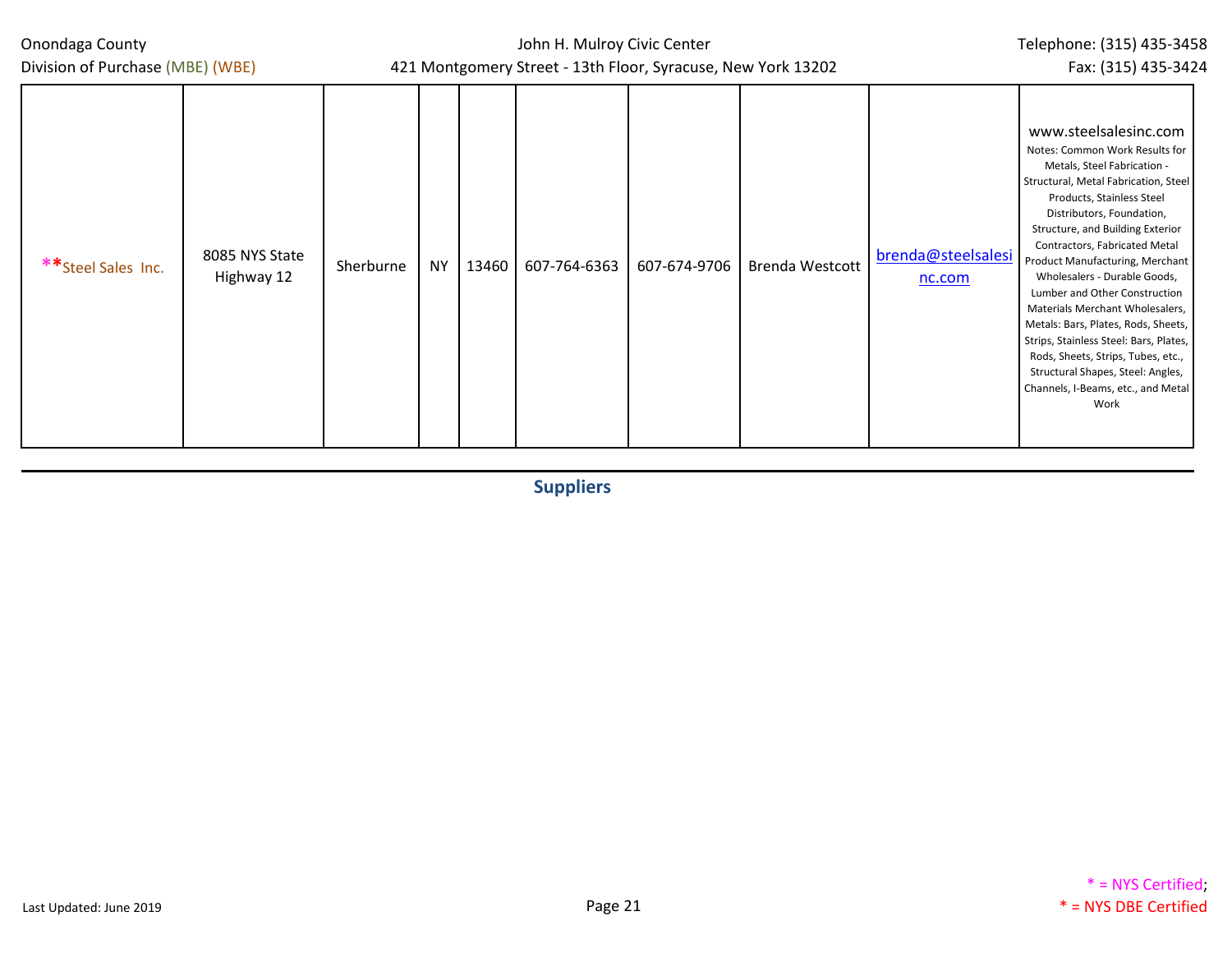| | | | | | | | | | |
|---|---|---|---|---|---|---|---|---|---|
| **Steel Sales Inc. | 8085 NYS State Highway 12 | Sherburne | NY | 13460 | 607-764-6363 | 607-674-9706 | Brenda Westcott | brenda@steelsalesinc.com | www.steelsalesinc.com Notes: Common Work Results for Metals, Steel Fabrication - Structural, Metal Fabrication, Steel Products, Stainless Steel Distributors, Foundation, Structure, and Building Exterior Contractors, Fabricated Metal Product Manufacturing, Merchant Wholesalers - Durable Goods, Lumber and Other Construction Materials Merchant Wholesalers, Metals: Bars, Plates, Rods, Sheets, Strips, Stainless Steel: Bars, Plates, Rods, Sheets, Strips, Tubes, etc., Structural Shapes, Steel: Angles, Channels, I-Beams, etc., and Metal Work |

## Suppliers

* = NYS Certified;
* = NYS DBE Certified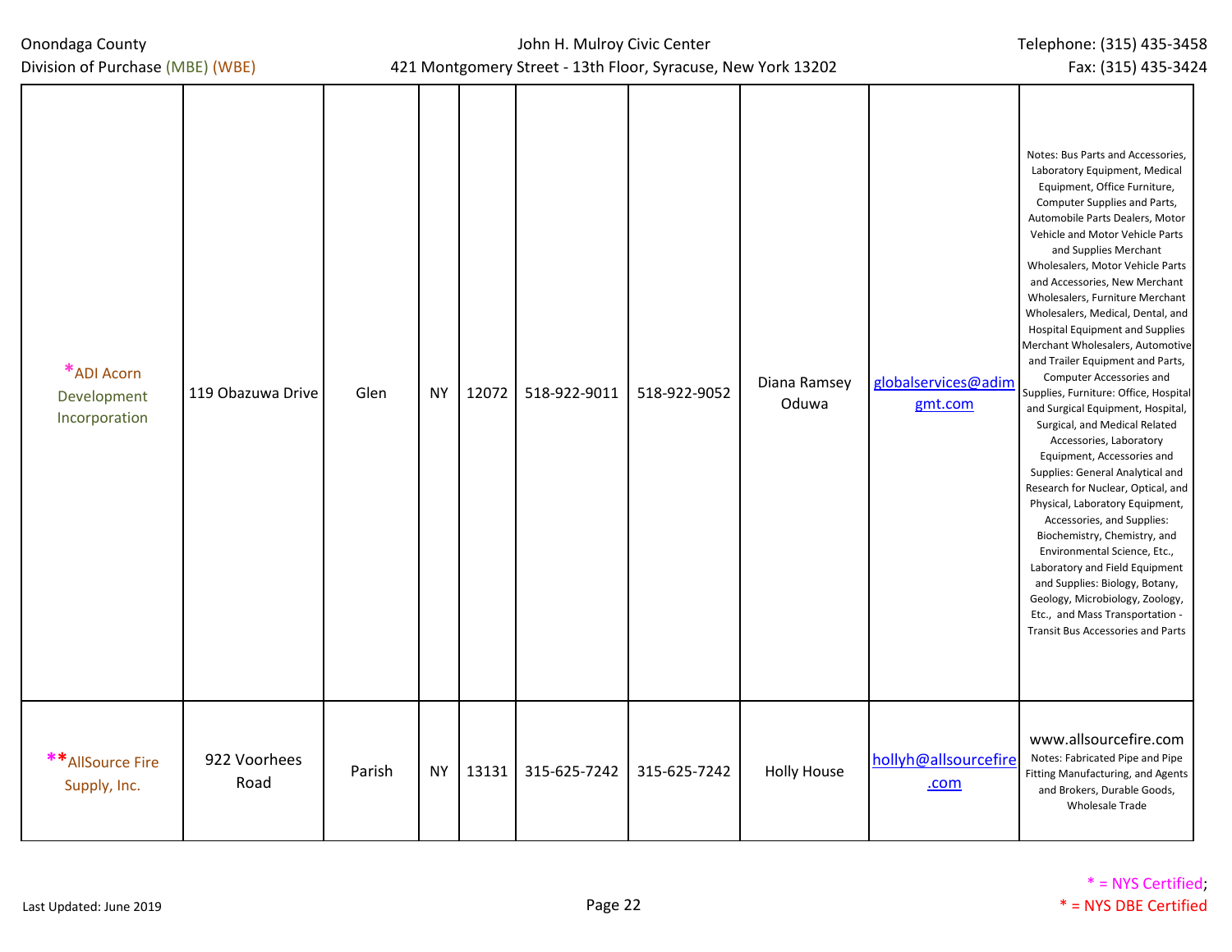| *ADI Acorn Development Incorporation | 119 Obazuwa Drive | Glen | NY | 12072 | 518-922-9011 | 518-922-9052 | Diana Ramsey Oduwa | globalservices@adimgmt.com | Notes: Bus Parts and Accessories, Laboratory Equipment, Medical Equipment, Office Furniture, Computer Supplies and Parts, Automobile Parts Dealers, Motor Vehicle and Motor Vehicle Parts and Supplies Merchant Wholesalers, Motor Vehicle Parts and Accessories, New Merchant Wholesalers, Furniture Merchant Wholesalers, Medical, Dental, and Hospital Equipment and Supplies Merchant Wholesalers, Automotive and Trailer Equipment and Parts, Computer Accessories and Supplies, Furniture: Office, Hospital and Surgical Equipment, Hospital, Surgical, and Medical Related Accessories, Laboratory Equipment, Accessories and Supplies: General Analytical and Research for Nuclear, Optical, and Physical, Laboratory Equipment, Accessories, and Supplies: Biochemistry, Chemistry, and Environmental Science, Etc., Laboratory and Field Equipment and Supplies: Biology, Botany, Geology, Microbiology, Zoology, Etc., and Mass Transportation - Transit Bus Accessories and Parts |
|---|---|---|---|---|---|---|---|---|---|
| **AllSource Fire Supply, Inc. | 922 Voorhees Road | Parish | NY | 13131 | 315-625-7242 | 315-625-7242 | Holly House | hollyh@allsourcefire.com | www.allsourcefire.com Notes: Fabricated Pipe and Pipe Fitting Manufacturing, and Agents and Brokers, Durable Goods, Wholesale Trade |

* = NYS Certified; * = NYS DBE Certified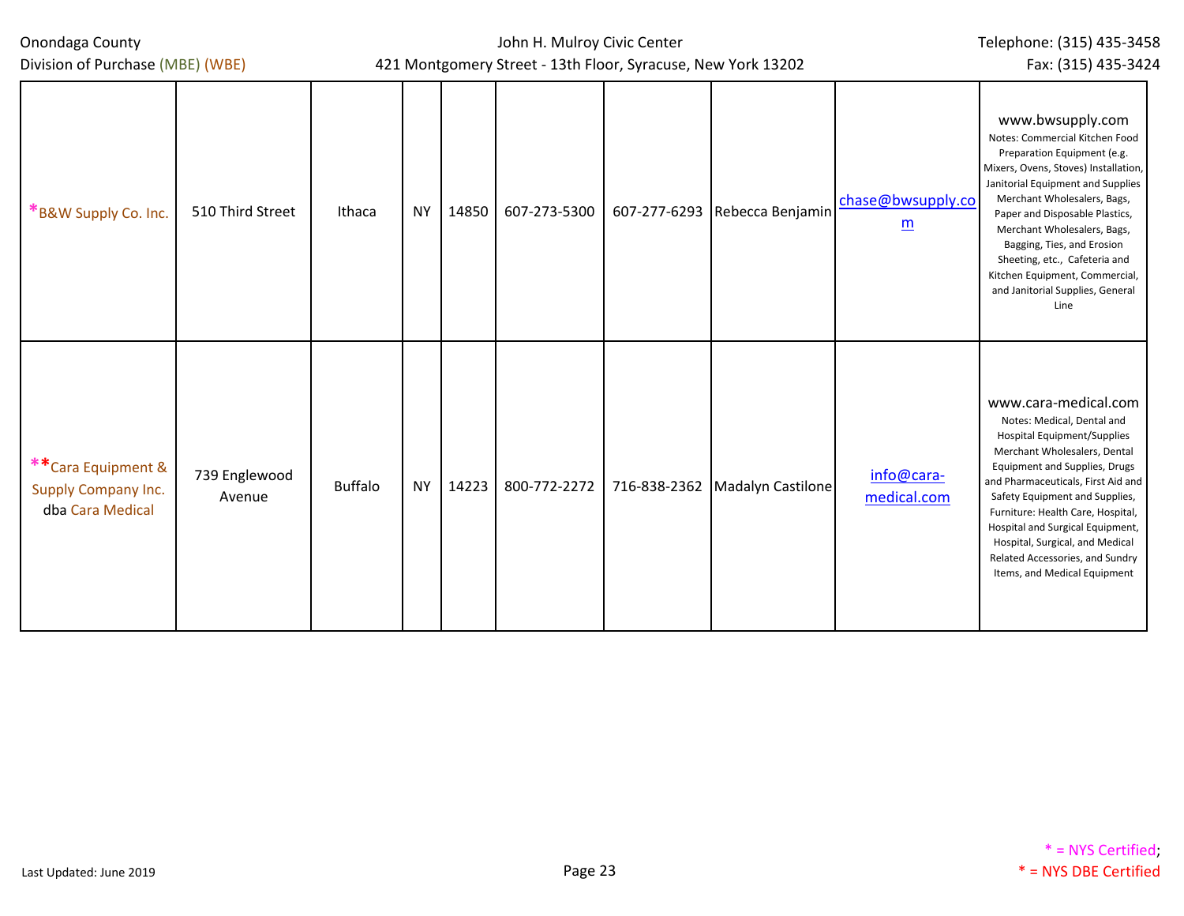| | | | | | | | | | |
|---|---|---|---|---|---|---|---|---|---|
| *B&W Supply Co. Inc. | 510 Third Street | Ithaca | NY | 14850 | 607-273-5300 | 607-277-6293 | Rebecca Benjamin | chase@bwsupply.com | www.bwsupply.com Notes: Commercial Kitchen Food Preparation Equipment (e.g. Mixers, Ovens, Stoves) Installation, Janitorial Equipment and Supplies Merchant Wholesalers, Bags, Paper and Disposable Plastics, Merchant Wholesalers, Bags, Bagging, Ties, and Erosion Sheeting, etc., Cafeteria and Kitchen Equipment, Commercial, and Janitorial Supplies, General Line |
| **Cara Equipment & Supply Company Inc. dba Cara Medical | 739 Englewood Avenue | Buffalo | NY | 14223 | 800-772-2272 | 716-838-2362 | Madalyn Castilone | info@cara-medical.com | www.cara-medical.com Notes: Medical, Dental and Hospital Equipment/Supplies Merchant Wholesalers, Dental Equipment and Supplies, Drugs and Pharmaceuticals, First Aid and Safety Equipment and Supplies, Furniture: Health Care, Hospital, Hospital and Surgical Equipment, Hospital, Surgical, and Medical Related Accessories, and Sundry Items, and Medical Equipment |

Last Updated: June 2019

\* = NYS Certified;
\* = NYS DBE Certified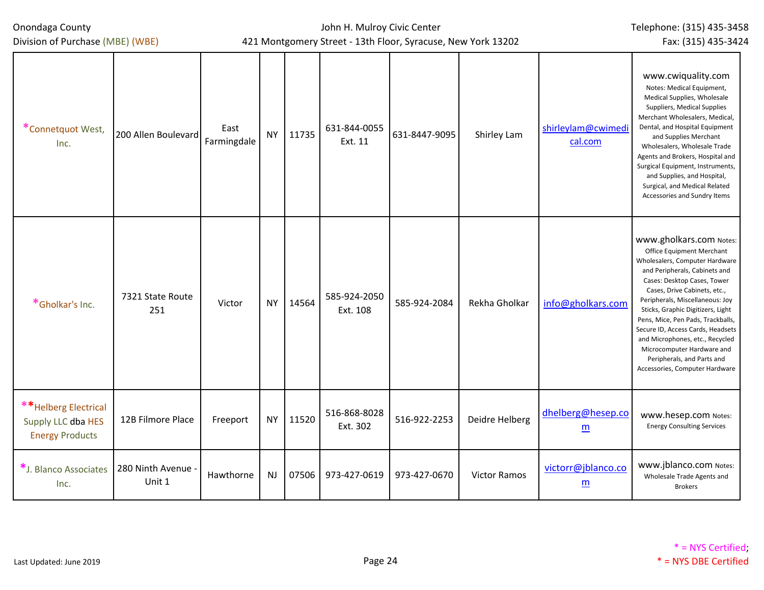| *Connetquot West, Inc. | 200 Allen Boulevard | East Farmingdale | NY | 11735 | 631-844-0055 Ext. 11 | 631-8447-9095 | Shirley Lam | shirleylam@cwimedical.com | www.cwiquality.com Notes: Medical Equipment, Medical Supplies, Wholesale Suppliers, Medical Supplies Merchant Wholesalers, Medical, Dental, and Hospital Equipment and Supplies Merchant Wholesalers, Wholesale Trade Agents and Brokers, Hospital and Surgical Equipment, Instruments, and Supplies, and Hospital, Surgical, and Medical Related Accessories and Sundry Items |
|---|---|---|---|---|---|---|---|---|---|
| *Gholkar's Inc. | 7321 State Route 251 | Victor | NY | 14564 | 585-924-2050 Ext. 108 | 585-924-2084 | Rekha Gholkar | info@gholkars.com | www.gholkars.com Notes: Office Equipment Merchant Wholesalers, Computer Hardware and Peripherals, Cabinets and Cases: Desktop Cases, Tower Cases, Drive Cabinets, etc., Peripherals, Miscellaneous: Joy Sticks, Graphic Digitizers, Light Pens, Mice, Pen Pads, Trackballs, Secure ID, Access Cards, Headsets and Microphones, etc., Recycled Microcomputer Hardware and Peripherals, and Parts and Accessories, Computer Hardware |
| **Helberg Electrical Supply LLC dba HES Energy Products | 12B Filmore Place | Freeport | NY | 11520 | 516-868-8028 Ext. 302 | 516-922-2253 | Deidre Helberg | dhelberg@hesep.com | www.hesep.com Notes: Energy Consulting Services |
| *J. Blanco Associates Inc. | 280 Ninth Avenue - Unit 1 | Hawthorne | NJ | 07506 | 973-427-0619 | 973-427-0670 | Victor Ramos | victorr@jblanco.com | www.jblanco.com Notes: Wholesale Trade Agents and Brokers |

* = NYS Certified; * = NYS DBE Certified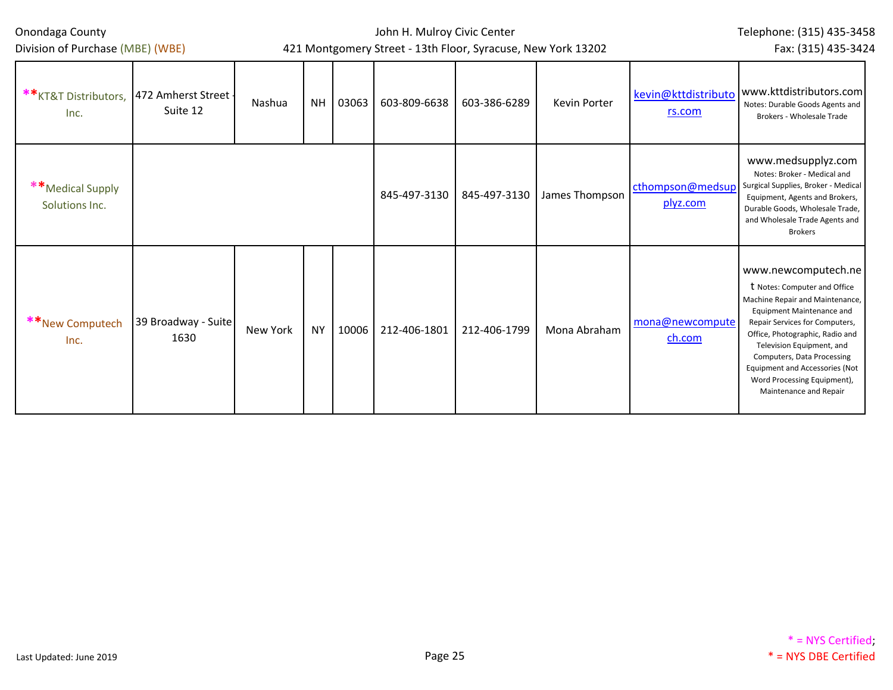| | | | | | | | | | |
|---|---|---|---|---|---|---|---|---|---|
| **KT&T Distributors, Inc. | 472 Amherst Street - Suite 12 | Nashua | NH | 03063 | 603-809-6638 | 603-386-6289 | Kevin Porter | kevin@kttdistributors.com | www.kttdistributors.com Notes: Durable Goods Agents and Brokers - Wholesale Trade |
| **Medical Supply Solutions Inc. | | | | | 845-497-3130 | 845-497-3130 | James Thompson | cthompson@medsupplyz.com | www.medsupplyz.com Notes: Broker - Medical and Surgical Supplies, Broker - Medical Equipment, Agents and Brokers, Durable Goods, Wholesale Trade, and Wholesale Trade Agents and Brokers |
| **New Computech Inc. | 39 Broadway - Suite 1630 | New York | NY | 10006 | 212-406-1801 | 212-406-1799 | Mona Abraham | mona@newcomputech.com | www.newcomputech.net Notes: Computer and Office Machine Repair and Maintenance, Equipment Maintenance and Repair Services for Computers, Office, Photographic, Radio and Television Equipment, and Computers, Data Processing Equipment and Accessories (Not Word Processing Equipment), Maintenance and Repair |

Last Updated: June 2019

* = NYS Certified; * = NYS DBE Certified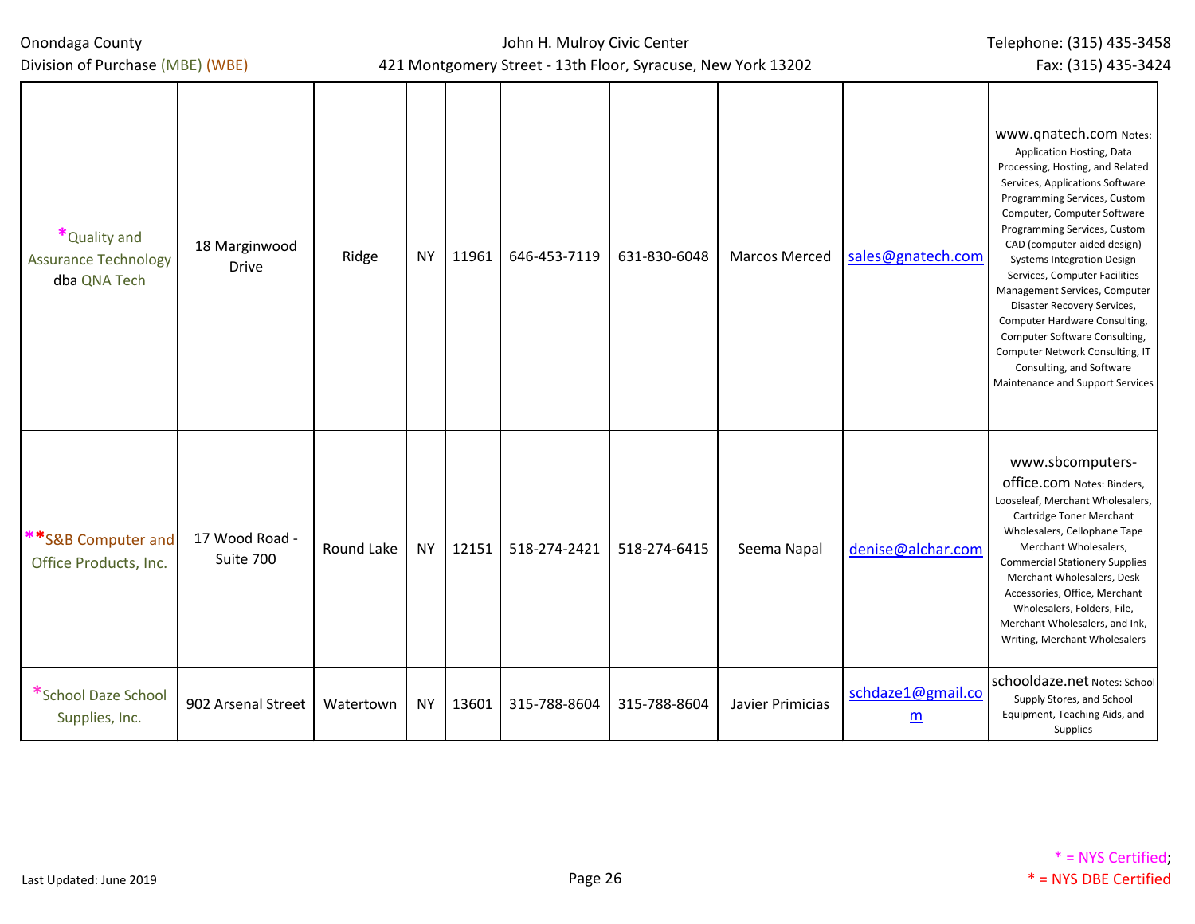| | | | | | | | | | |
|---|---|---|---|---|---|---|---|---|---|
| *Quality and Assurance Technology dba QNA Tech | 18 Marginwood Drive | Ridge | NY | 11961 | 646-453-7119 | 631-830-6048 | Marcos Merced | sales@gnatech.com | www.qnatech.com Notes: Application Hosting, Data Processing, Hosting, and Related Services, Applications Software Programming Services, Custom Computer, Computer Software Programming Services, Custom CAD (computer-aided design) Systems Integration Design Services, Computer Facilities Management Services, Computer Disaster Recovery Services, Computer Hardware Consulting, Computer Software Consulting, Computer Network Consulting, IT Consulting, and Software Maintenance and Support Services |
| **S&B Computer and Office Products, Inc. | 17 Wood Road - Suite 700 | Round Lake | NY | 12151 | 518-274-2421 | 518-274-6415 | Seema Napal | denise@alchar.com | www.sbcomputers-office.com Notes: Binders, Looseleaf, Merchant Wholesalers, Cartridge Toner Merchant Wholesalers, Cellophane Tape Merchant Wholesalers, Commercial Stationery Supplies Merchant Wholesalers, Desk Accessories, Office, Merchant Wholesalers, Folders, File, Merchant Wholesalers, and Ink, Writing, Merchant Wholesalers |
| *School Daze School Supplies, Inc. | 902 Arsenal Street | Watertown | NY | 13601 | 315-788-8604 | 315-788-8604 | Javier Primicias | schdaze1@gmail.com | schooldaze.net Notes: School Supply Stores, and School Equipment, Teaching Aids, and Supplies |

Last Updated: June 2019

* = NYS Certified; * = NYS DBE Certified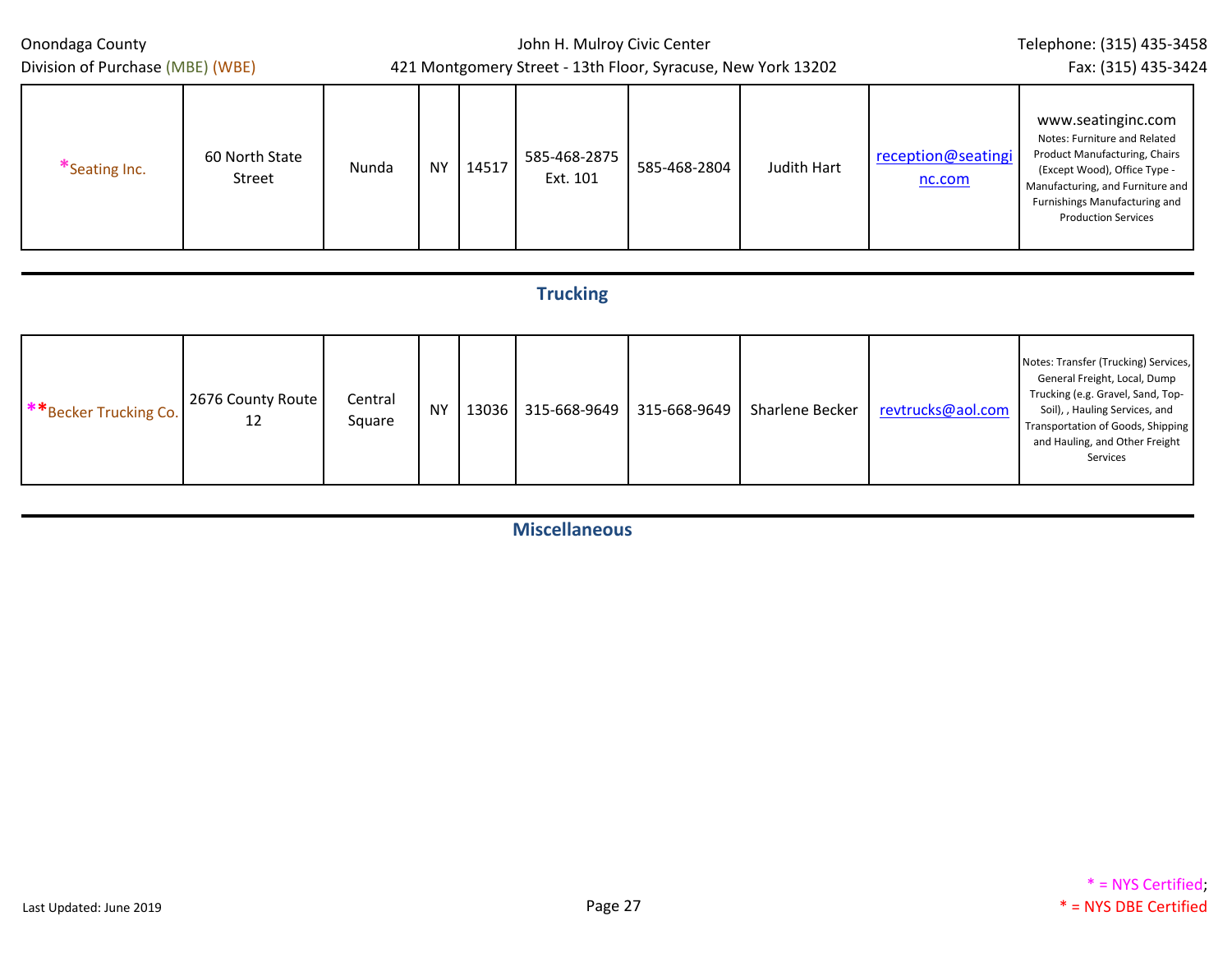| | | | | | | | | | |
|---|---|---|---|---|---|---|---|---|---|
| *Seating Inc. | 60 North State Street | Nunda | NY | 14517 | 585-468-2875 Ext. 101 | 585-468-2804 | Judith Hart | reception@seatinginc.com | www.seatinginc.com Notes: Furniture and Related Product Manufacturing, Chairs (Except Wood), Office Type - Manufacturing, and Furniture and Furnishings Manufacturing and Production Services |

## Trucking

| | | | | | | | | | |
|---|---|---|---|---|---|---|---|---|---|
| **Becker Trucking Co. | 2676 County Route 12 | Central Square | NY | 13036 | 315-668-9649 | 315-668-9649 | Sharlene Becker | revtrucks@aol.com | Notes: Transfer (Trucking) Services, General Freight, Local, Dump Trucking (e.g. Gravel, Sand, Top-Soil), , Hauling Services, and Transportation of Goods, Shipping and Hauling, and Other Freight Services |

## Miscellaneous

Last Updated: June 2019

* = NYS Certified; * = NYS DBE Certified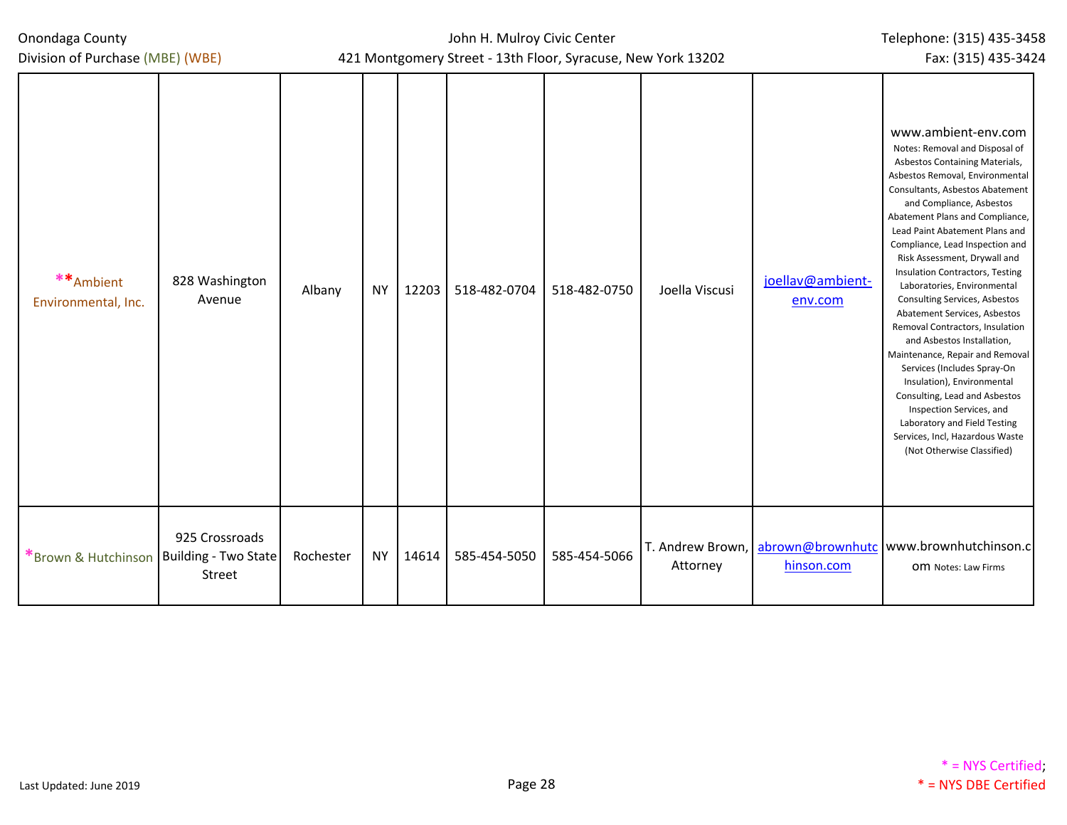| **Ambient Environmental, Inc. | 828 Washington Avenue | Albany | NY | 12203 | 518-482-0704 | 518-482-0750 | Joella Viscusi | joellav@ambient-env.com | www.ambient-env.com Notes: Removal and Disposal of Asbestos Containing Materials, Asbestos Removal, Environmental Consultants, Asbestos Abatement and Compliance, Asbestos Abatement Plans and Compliance, Lead Paint Abatement Plans and Compliance, Lead Inspection and Risk Assessment, Drywall and Insulation Contractors, Testing Laboratories, Environmental Consulting Services, Asbestos Abatement Services, Asbestos Removal Contractors, Insulation and Asbestos Installation, Maintenance, Repair and Removal Services (Includes Spray-On Insulation), Environmental Consulting, Lead and Asbestos Inspection Services, and Laboratory and Field Testing Services, Incl, Hazardous Waste (Not Otherwise Classified) |
|---|---|---|---|---|---|---|---|---|---|
| *Brown & Hutchinson | 925 Crossroads Building - Two State Street | Rochester | NY | 14614 | 585-454-5050 | 585-454-5066 | T. Andrew Brown, Attorney | abrown@brownhutchinson.com | www.brownhutchinson.com Notes: Law Firms |

Last Updated: June 2019

* = NYS Certified; * = NYS DBE Certified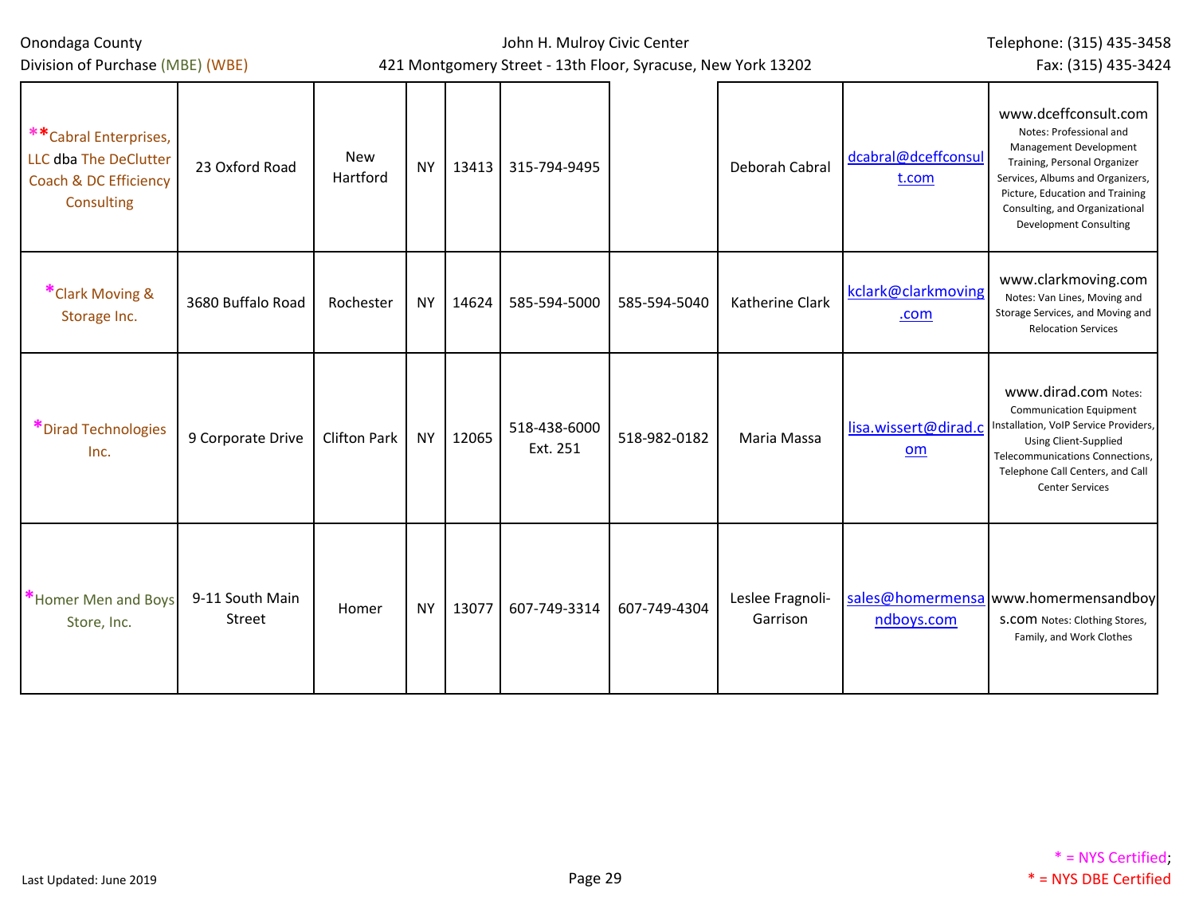Onondaga County
Division of Purchase (MBE) (WBE)

John H. Mulroy Civic Center
421 Montgomery Street - 13th Floor, Syracuse, New York 13202

Telephone: (315) 435-3458
Fax: (315) 435-3424

| | | | | | | | | | |
|---|---|---|---|---|---|---|---|---|---|
| **Cabral Enterprises, LLC dba The DeClutter Coach & DC Efficiency Consulting | 23 Oxford Road | New Hartford | NY | 13413 | 315-794-9495 | | Deborah Cabral | dcabral@dceffconsult.com | www.dceffconsult.com Notes: Professional and Management Development Training, Personal Organizer Services, Albums and Organizers, Picture, Education and Training Consulting, and Organizational Development Consulting |
| *Clark Moving & Storage Inc. | 3680 Buffalo Road | Rochester | NY | 14624 | 585-594-5000 | 585-594-5040 | Katherine Clark | kclark@clarkmoving.com | www.clarkmoving.com Notes: Van Lines, Moving and Storage Services, and Moving and Relocation Services |
| *Dirad Technologies Inc. | 9 Corporate Drive | Clifton Park | NY | 12065 | 518-438-6000 Ext. 251 | 518-982-0182 | Maria Massa | lisa.wissert@dirad.com | www.dirad.com Notes: Communication Equipment Installation, VoIP Service Providers, Using Client-Supplied Telecommunications Connections, Telephone Call Centers, and Call Center Services |
| *Homer Men and Boys Store, Inc. | 9-11 South Main Street | Homer | NY | 13077 | 607-749-3314 | 607-749-4304 | Leslee Fragnoli-Garrison | sales@homermensandboys.com | www.homermensandboys.com Notes: Clothing Stores, Family, and Work Clothes |

Last Updated: June 2019

* = NYS Certified; * = NYS DBE Certified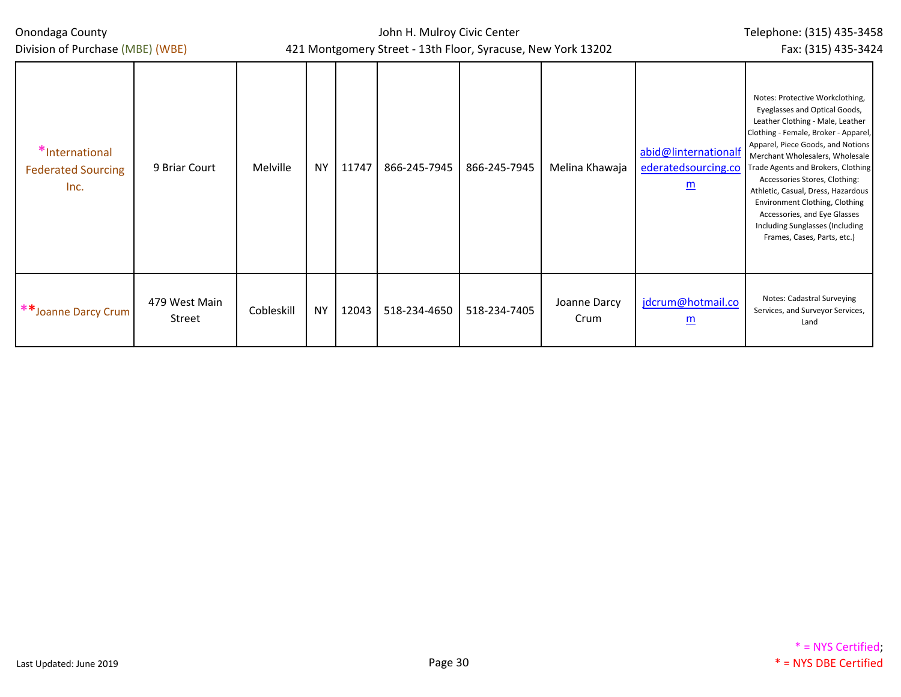| *International Federated Sourcing Inc. | 9 Briar Court | Melville | NY | 11747 | 866-245-7945 | 866-245-7945 | Melina Khawaja | abid@linternationalfederatedsourcing.com | Notes: Protective Workclothing, Eyeglasses and Optical Goods, Leather Clothing - Male, Leather Clothing - Female, Broker - Apparel, Apparel, Piece Goods, and Notions Merchant Wholesalers, Wholesale Trade Agents and Brokers, Clothing Accessories Stores, Clothing: Athletic, Casual, Dress, Hazardous Environment Clothing, Clothing Accessories, and Eye Glasses Including Sunglasses (Including Frames, Cases, Parts, etc.) |
|---|---|---|---|---|---|---|---|---|---|
| **Joanne Darcy Crum | 479 West Main Street | Cobleskill | NY | 12043 | 518-234-4650 | 518-234-7405 | Joanne Darcy Crum | jdcrum@hotmail.com | Notes: Cadastral Surveying Services, and Surveyor Services, Land |

* = NYS Certified; * = NYS DBE Certified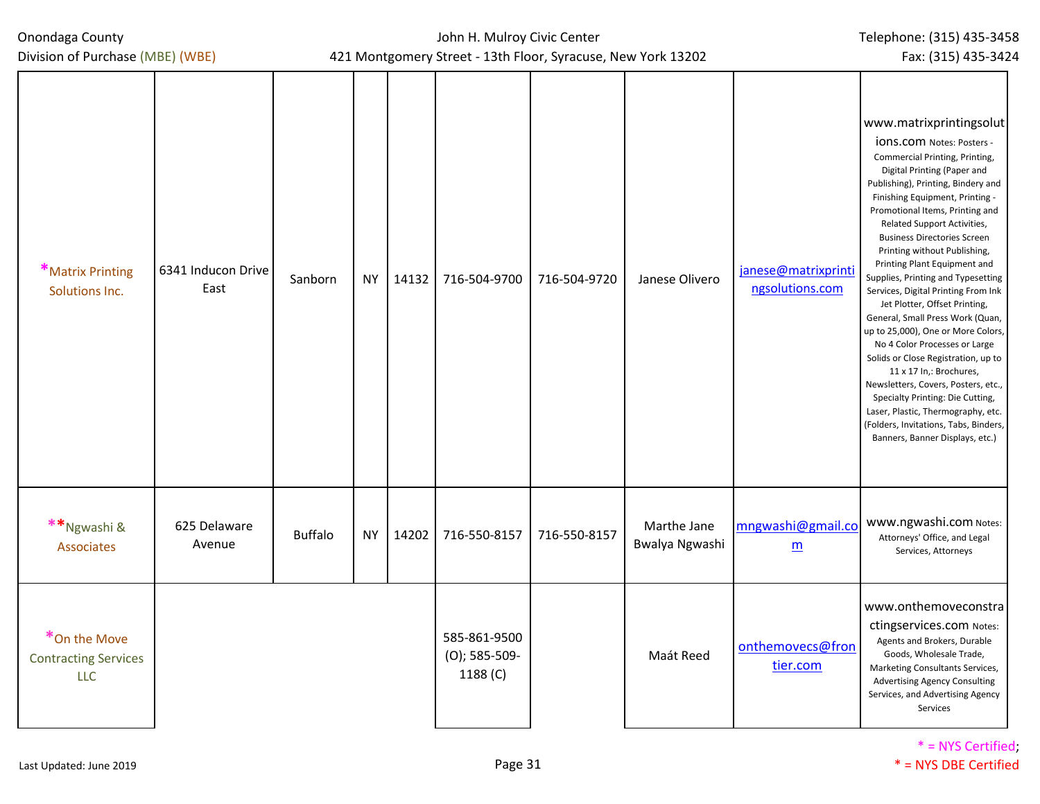| | | | | | | | | | |
|---|---|---|---|---|---|---|---|---|---|
| *Matrix Printing Solutions Inc. | 6341 Inducon Drive East | Sanborn | NY | 14132 | 716-504-9700 | 716-504-9720 | Janese Olivero | janese@matrixprintingsolutions.com | www.matrixprintingsolutions.com Notes: Posters - Commercial Printing, Printing, Digital Printing (Paper and Publishing), Printing, Bindery and Finishing Equipment, Printing - Promotional Items, Printing and Related Support Activities, Business Directories Screen Printing without Publishing, Printing Plant Equipment and Supplies, Printing and Typesetting Services, Digital Printing From Ink Jet Plotter, Offset Printing, General, Small Press Work (Quan, up to 25,000), One or More Colors, No 4 Color Processes or Large Solids or Close Registration, up to 11 x 17 In,: Brochures, Newsletters, Covers, Posters, etc., Specialty Printing: Die Cutting, Laser, Plastic, Thermography, etc. (Folders, Invitations, Tabs, Binders, Banners, Banner Displays, etc.) |
| **Ngwashi & Associates | 625 Delaware Avenue | Buffalo | NY | 14202 | 716-550-8157 | 716-550-8157 | Marthe Jane Bwalya Ngwashi | mngwashi@gmail.com | www.ngwashi.com Notes: Attorneys' Office, and Legal Services, Attorneys |
| *On the Move Contracting Services LLC | | | | | 585-861-9500 (O); 585-509-1188 (C) | | Maát Reed | onthemovecs@frontier.com | www.onthemoveconstractingservices.com Notes: Agents and Brokers, Durable Goods, Wholesale Trade, Marketing Consultants Services, Advertising Agency Consulting Services, and Advertising Agency Services |

* = NYS Certified; * = NYS DBE Certified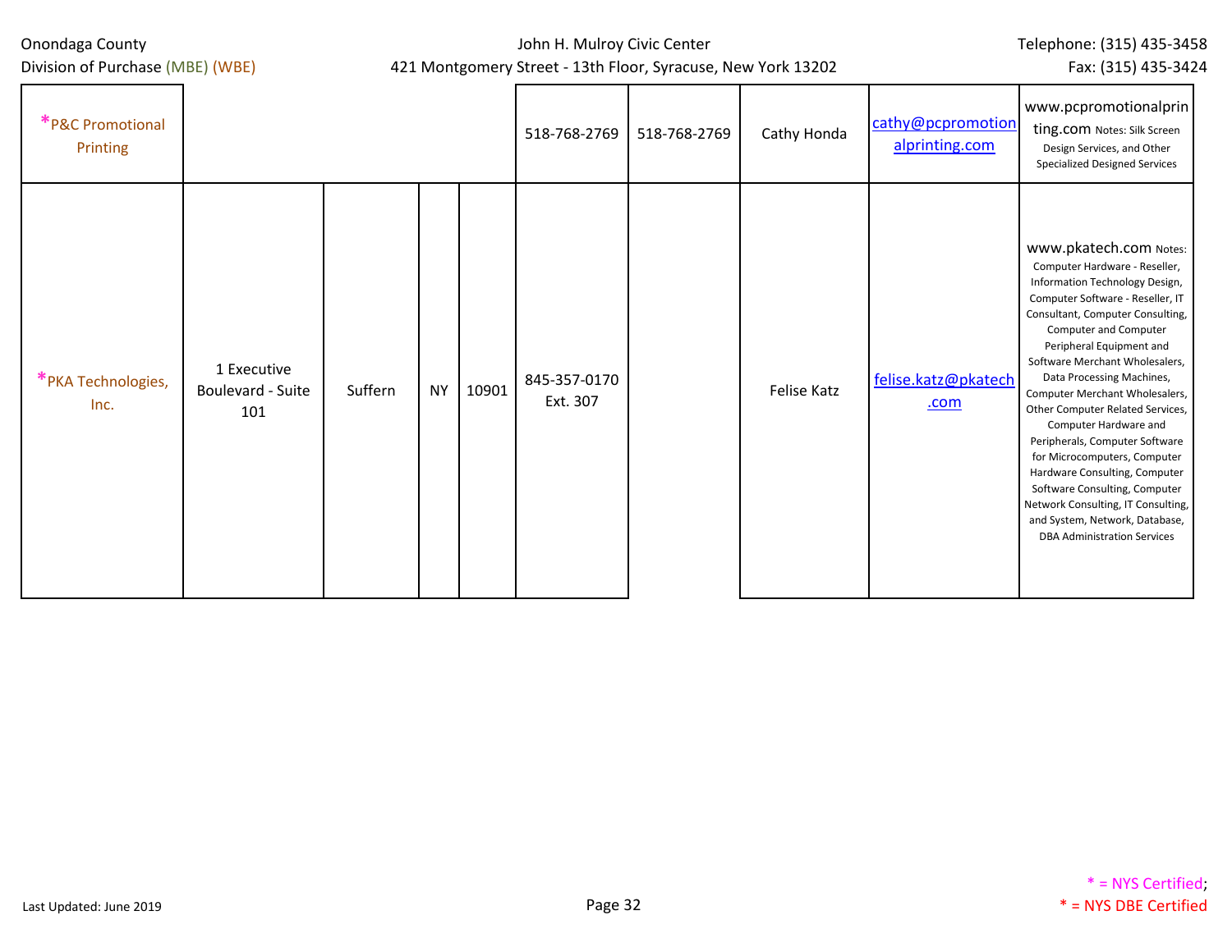| Company | Address | City | State | Zip | Phone | Fax | Contact | Email | Website / Notes |
|---|---|---|---|---|---|---|---|---|---|
| *P&C Promotional Printing | | | | | 518-768-2769 | 518-768-2769 | Cathy Honda | cathy@pcpromotionalprinting.com | www.pcpromotionalprinting.com Notes: Silk Screen Design Services, and Other Specialized Designed Services |
| *PKA Technologies, Inc. | 1 Executive Boulevard - Suite 101 | Suffern | NY | 10901 | 845-357-0170 Ext. 307 | | Felise Katz | felise.katz@pkatech.com | www.pkatech.com Notes: Computer Hardware - Reseller, Information Technology Design, Computer Software - Reseller, IT Consultant, Computer Consulting, Computer and Computer Peripheral Equipment and Software Merchant Wholesalers, Data Processing Machines, Computer Merchant Wholesalers, Other Computer Related Services, Computer Hardware and Peripherals, Computer Software for Microcomputers, Computer Hardware Consulting, Computer Software Consulting, Computer Network Consulting, IT Consulting, and System, Network, Database, DBA Administration Services |

Last Updated: June 2019

* = NYS Certified; * = NYS DBE Certified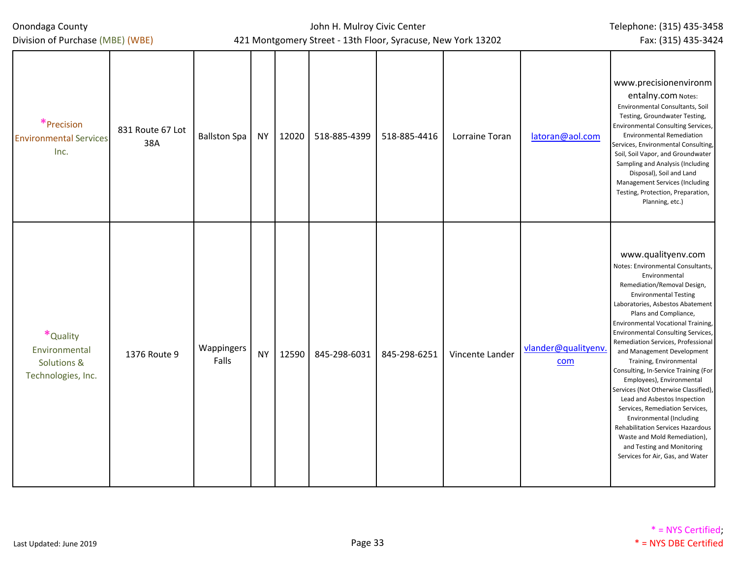| *Precision Environmental Services Inc. | 831 Route 67 Lot 38A | Ballston Spa | NY | 12020 | 518-885-4399 | 518-885-4416 | Lorraine Toran | latoran@aol.com | www.precisionenvironmentalny.com Notes: Environmental Consultants, Soil Testing, Groundwater Testing, Environmental Consulting Services, Environmental Remediation Services, Environmental Consulting, Soil, Soil Vapor, and Groundwater Sampling and Analysis (Including Disposal), Soil and Land Management Services (Including Testing, Protection, Preparation, Planning, etc.) |
|---|---|---|---|---|---|---|---|---|---|
| *Quality Environmental Solutions & Technologies, Inc. | 1376 Route 9 | Wappingers Falls | NY | 12590 | 845-298-6031 | 845-298-6251 | Vincente Lander | vlander@qualityenv.com | www.qualityenv.com Notes: Environmental Consultants, Environmental Remediation/Removal Design, Environmental Testing Laboratories, Asbestos Abatement Plans and Compliance, Environmental Vocational Training, Environmental Consulting Services, Remediation Services, Professional and Management Development Training, Environmental Consulting, In-Service Training (For Employees), Environmental Services (Not Otherwise Classified), Lead and Asbestos Inspection Services, Remediation Services, Environmental (Including Rehabilitation Services Hazardous Waste and Mold Remediation), and Testing and Monitoring Services for Air, Gas, and Water |

* = NYS Certified; * = NYS DBE Certified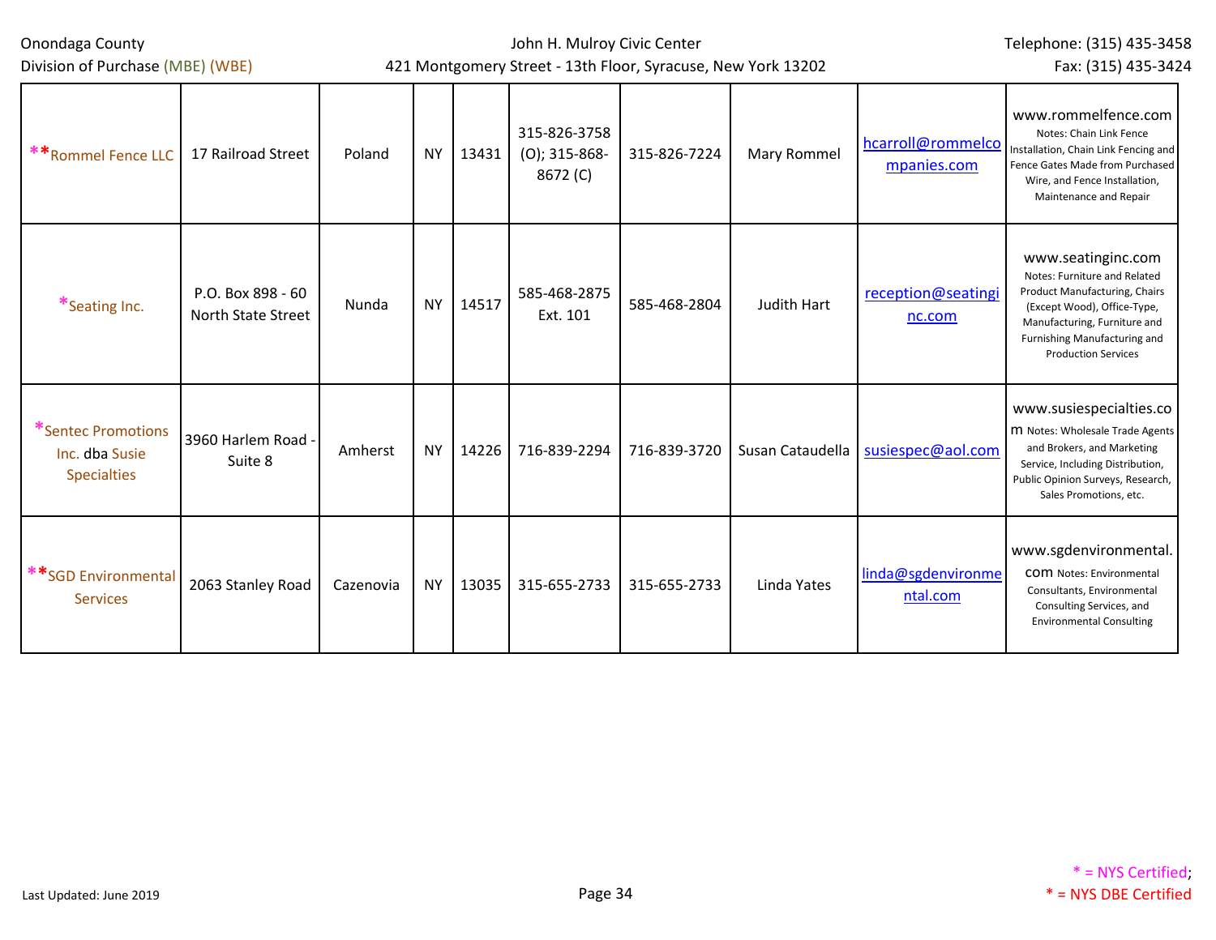| **Rommel Fence LLC | 17 Railroad Street | Poland | NY | 13431 | 315-826-3758 (O); 315-868-8672 (C) | 315-826-7224 | Mary Rommel | hcarroll@rommelcompanies.com | www.rommelfence.com Notes: Chain Link Fence Installation, Chain Link Fencing and Fence Gates Made from Purchased Wire, and Fence Installation, Maintenance and Repair |
|---|---|---|---|---|---|---|---|---|---|
| *Seating Inc. | P.O. Box 898 - 60 North State Street | Nunda | NY | 14517 | 585-468-2875 Ext. 101 | 585-468-2804 | Judith Hart | reception@seatinginc.com | www.seatinginc.com Notes: Furniture and Related Product Manufacturing, Chairs (Except Wood), Office-Type, Manufacturing, Furniture and Furnishing Manufacturing and Production Services |
| *Sentec Promotions Inc. dba Susie Specialties | 3960 Harlem Road - Suite 8 | Amherst | NY | 14226 | 716-839-2294 | 716-839-3720 | Susan Cataudella | susiespec@aol.com | www.susiespecialties.com Notes: Wholesale Trade Agents and Brokers, and Marketing Service, Including Distribution, Public Opinion Surveys, Research, Sales Promotions, etc. |
| **SGD Environmental Services | 2063 Stanley Road | Cazenovia | NY | 13035 | 315-655-2733 | 315-655-2733 | Linda Yates | linda@sgdenvironmental.com | www.sgdenvironmental.com Notes: Environmental Consultants, Environmental Consulting Services, and Environmental Consulting |

* = NYS Certified; * = NYS DBE Certified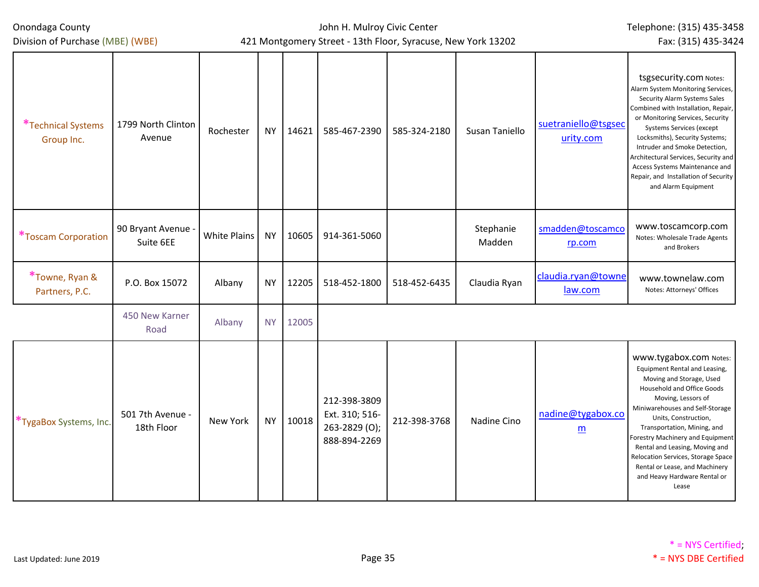| | | | | | | | | | |
|---|---|---|---|---|---|---|---|---|---|
| *Technical Systems Group Inc. | 1799 North Clinton Avenue | Rochester | NY | 14621 | 585-467-2390 | 585-324-2180 | Susan Taniello | suetraniello@tsgsecurity.com | tsgsecurity.com Notes: Alarm System Monitoring Services, Security Alarm Systems Sales Combined with Installation, Repair, or Monitoring Services, Security Systems Services (except Locksmiths), Security Systems; Intruder and Smoke Detection, Architectural Services, Security and Access Systems Maintenance and Repair, and Installation of Security and Alarm Equipment |
| *Toscam Corporation | 90 Bryant Avenue - Suite 6EE | White Plains | NY | 10605 | 914-361-5060 | | Stephanie Madden | smadden@toscamcorp.com | www.toscamcorp.com Notes: Wholesale Trade Agents and Brokers |
| *Towne, Ryan & Partners, P.C. | P.O. Box 15072 | Albany | NY | 12205 | 518-452-1800 | 518-452-6435 | Claudia Ryan | claudia.ryan@townelaw.com | www.townelaw.com Notes: Attorneys' Offices |
| | 450 New Karner Road | Albany | NY | 12005 | | | | | |
| *TygaBox Systems, Inc. | 501 7th Avenue - 18th Floor | New York | NY | 10018 | 212-398-3809 Ext. 310; 516-263-2829 (O); 888-894-2269 | 212-398-3768 | Nadine Cino | nadine@tygabox.com | www.tygabox.com Notes: Equipment Rental and Leasing, Moving and Storage, Used Household and Office Goods Moving, Lessors of Miniwarehouses and Self-Storage Units, Construction, Transportation, Mining, and Forestry Machinery and Equipment Rental and Leasing, Moving and Relocation Services, Storage Space Rental or Lease, and Machinery and Heavy Hardware Rental or Lease |

Last Updated: June 2019

* = NYS Certified;
* = NYS DBE Certified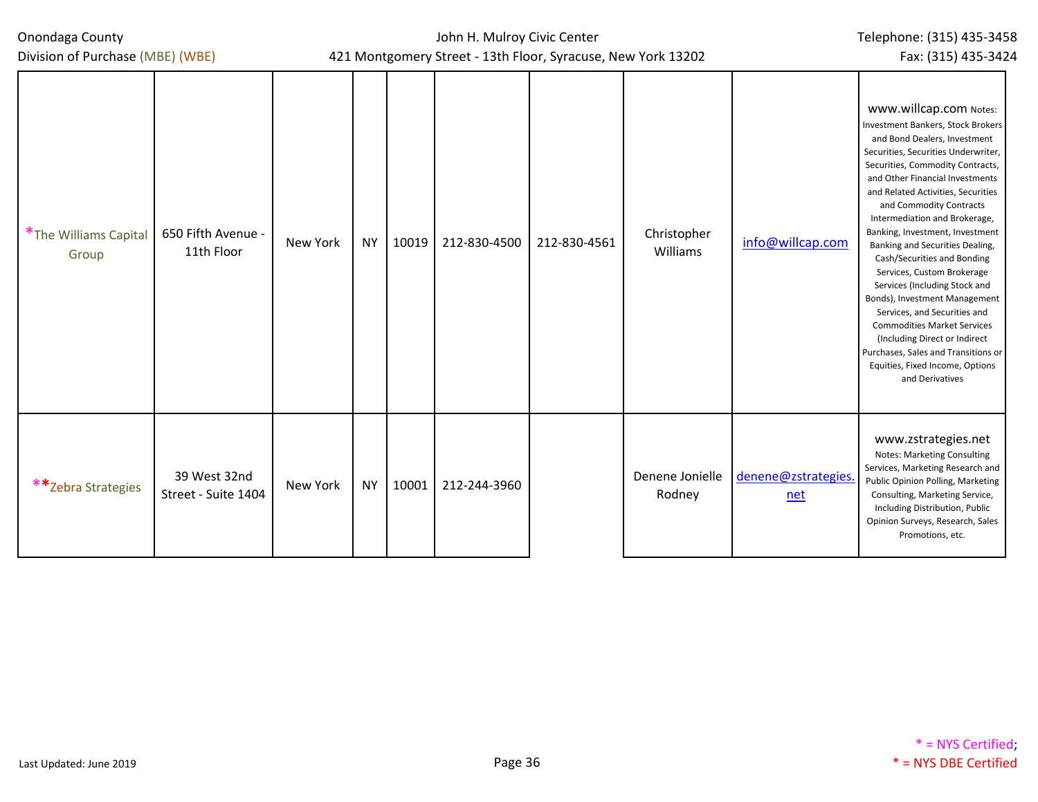| | | | | | | | | | |
|---|---|---|---|---|---|---|---|---|---|
| *The Williams Capital Group | 650 Fifth Avenue - 11th Floor | New York | NY | 10019 | 212-830-4500 | 212-830-4561 | Christopher Williams | info@willcap.com | www.willcap.com Notes: Investment Bankers, Stock Brokers and Bond Dealers, Investment Securities, Securities Underwriter, Securities, Commodity Contracts, and Other Financial Investments and Related Activities, Securities and Commodity Contracts Intermediation and Brokerage, Banking, Investment, Investment Banking and Securities Dealing, Cash/Securities and Bonding Services, Custom Brokerage Services (Including Stock and Bonds), Investment Management Services, and Securities and Commodities Market Services (Including Direct or Indirect Purchases, Sales and Transitions or Equities, Fixed Income, Options and Derivatives |
| **Zebra Strategies | 39 West 32nd Street - Suite 1404 | New York | NY | 10001 | 212-244-3960 | | Denene Jonielle Rodney | denene@zstrategies.net | www.zstrategies.net Notes: Marketing Consulting Services, Marketing Research and Public Opinion Polling, Marketing Consulting, Marketing Service, Including Distribution, Public Opinion Surveys, Research, Sales Promotions, etc. |

\* = NYS Certified; * = NYS DBE Certified